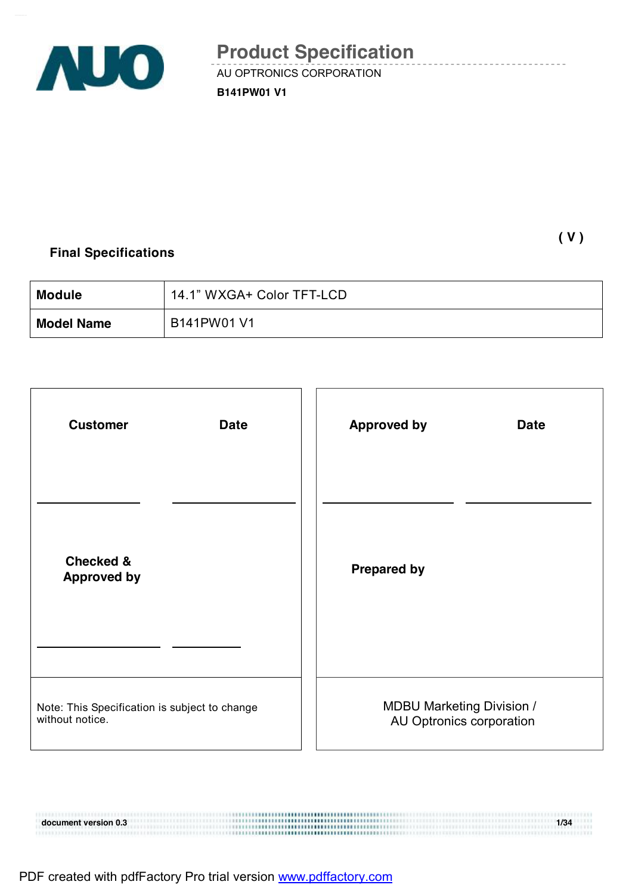# Product Specification

AU OPTRONICS CORPORATION

**B141PW01 V1**

( V )

**Final Specifications**

| **Module** | 14.1" WXGA+ Color TFT-LCD |
|---|---|
| **Model Name** | B141PW01 V1 |

| **Customer** | **Date** | **Approved by** | **Date** |
|---|---|---|---|
| ______________ | ______________ | ______________ | ______________ |
| **Checked & Approved by** | | **Prepared by** | |
| ______________ | ______________ | | |
| Note: This Specification is subject to change without notice. | | MDBU Marketing Division / AU Optronics corporation | |

document version 0.3

PDF created with pdfFactory Pro trial version www.pdffactory.com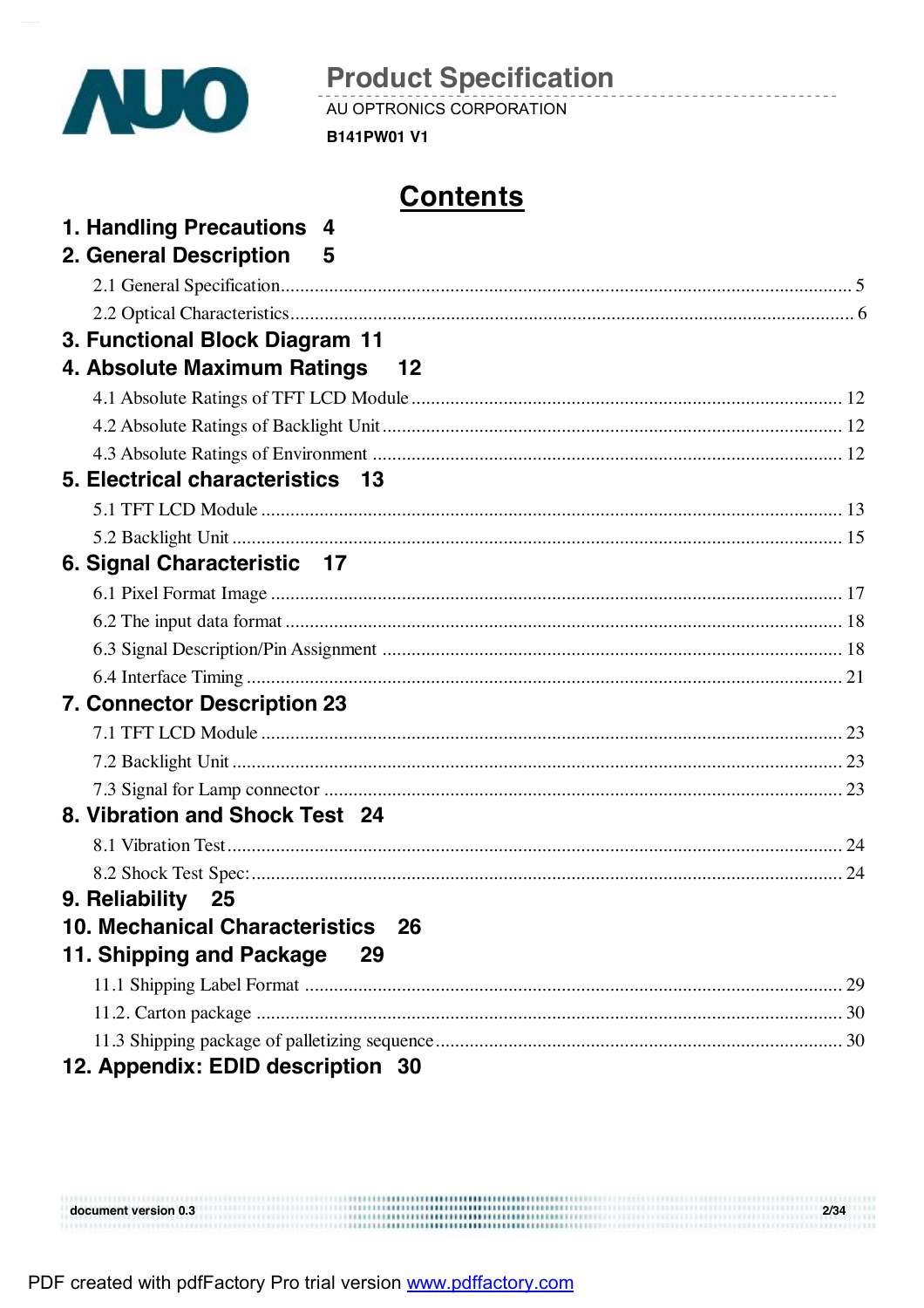# Product Specification

AU OPTRONICS CORPORATION

**B141PW01 V1**

## Contents

**1. Handling Precautions 4**

**2. General Description 5**

2.1 General Specification ..... 5

2.2 Optical Characteristics ..... 6

**3. Functional Block Diagram 11**

**4. Absolute Maximum Ratings 12**

4.1 Absolute Ratings of TFT LCD Module ..... 12

4.2 Absolute Ratings of Backlight Unit ..... 12

4.3 Absolute Ratings of Environment ..... 12

**5. Electrical characteristics 13**

5.1 TFT LCD Module ..... 13

5.2 Backlight Unit ..... 15

**6. Signal Characteristic 17**

6.1 Pixel Format Image ..... 17

6.2 The input data format ..... 18

6.3 Signal Description/Pin Assignment ..... 18

6.4 Interface Timing ..... 21

**7. Connector Description 23**

7.1 TFT LCD Module ..... 23

7.2 Backlight Unit ..... 23

7.3 Signal for Lamp connector ..... 23

**8. Vibration and Shock Test 24**

8.1 Vibration Test ..... 24

8.2 Shock Test Spec: ..... 24

**9. Reliability 25**

**10. Mechanical Characteristics 26**

**11. Shipping and Package 29**

11.1 Shipping Label Format ..... 29

11.2. Carton package ..... 30

11.3 Shipping package of palletizing sequence ..... 30

**12. Appendix: EDID description 30**

document version 0.3

PDF created with pdfFactory Pro trial version www.pdffactory.com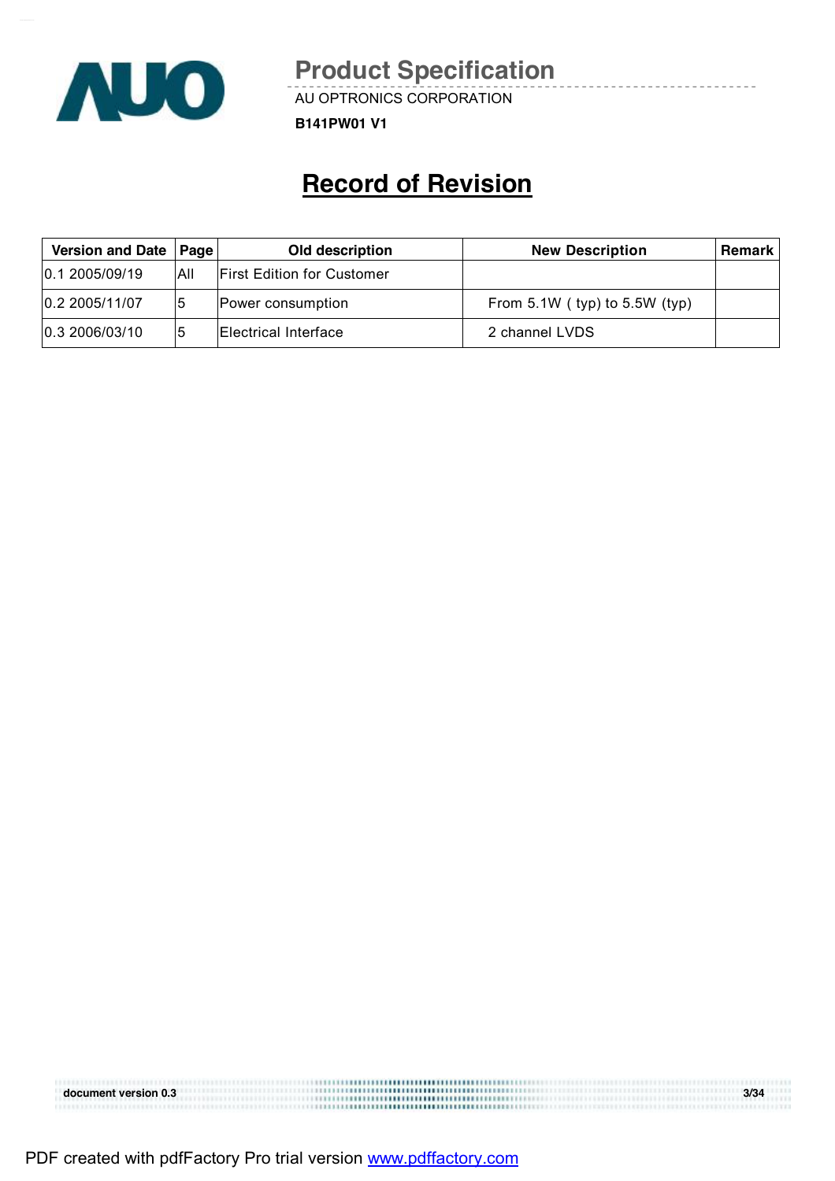# Record of Revision

| Version and Date | Page | Old description | New Description | Remark |
|---|---|---|---|---|
| 0.1 2005/09/19 | All | First Edition for Customer | | |
| 0.2 2005/11/07 | 5 | Power consumption | From 5.1W ( typ) to 5.5W (typ) | |
| 0.3 2006/03/10 | 5 | Electrical Interface | 2 channel LVDS | |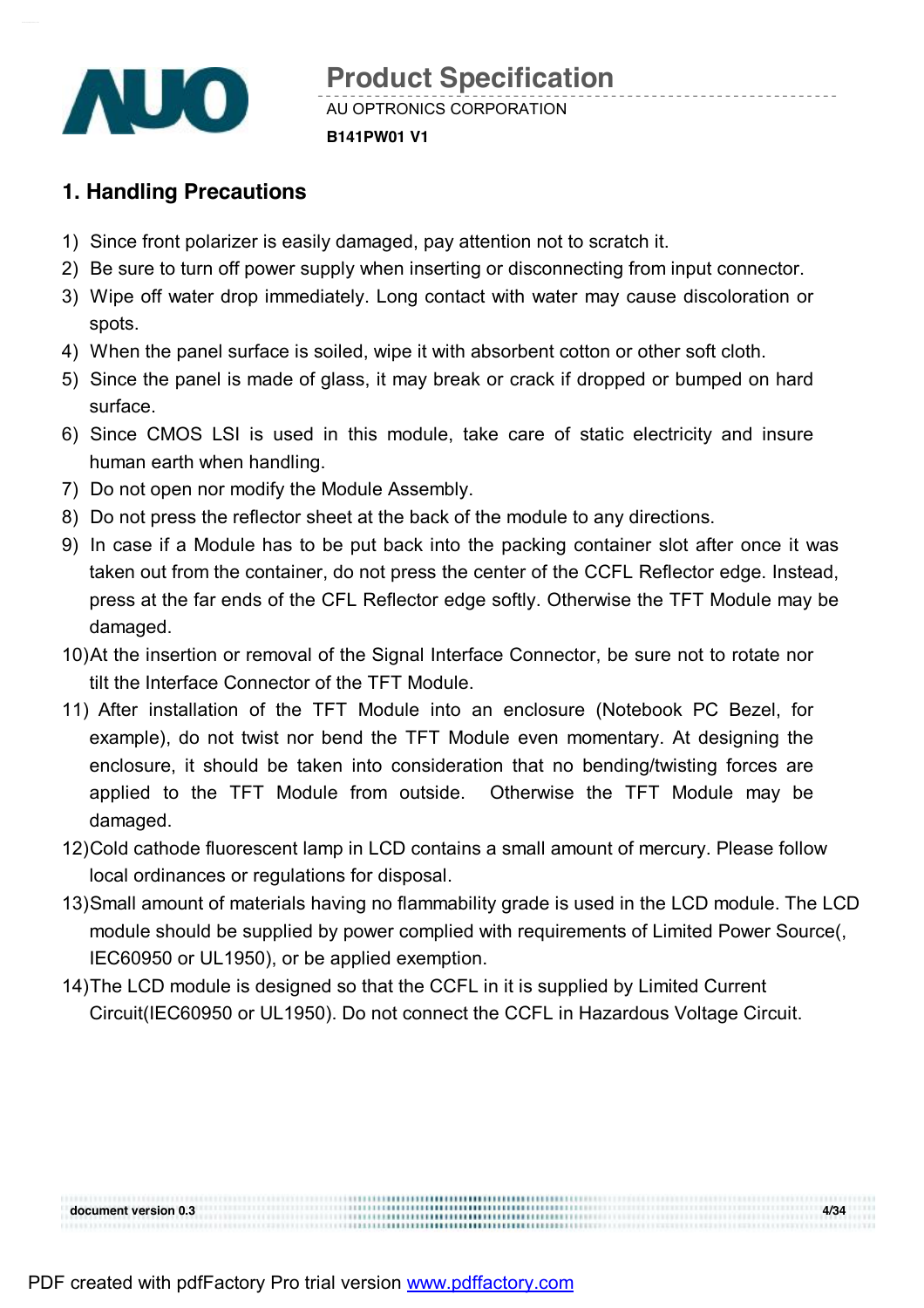## 1. Handling Precautions

1) Since front polarizer is easily damaged, pay attention not to scratch it.
2) Be sure to turn off power supply when inserting or disconnecting from input connector.
3) Wipe off water drop immediately. Long contact with water may cause discoloration or spots.
4) When the panel surface is soiled, wipe it with absorbent cotton or other soft cloth.
5) Since the panel is made of glass, it may break or crack if dropped or bumped on hard surface.
6) Since CMOS LSI is used in this module, take care of static electricity and insure human earth when handling.
7) Do not open nor modify the Module Assembly.
8) Do not press the reflector sheet at the back of the module to any directions.
9) In case if a Module has to be put back into the packing container slot after once it was taken out from the container, do not press the center of the CCFL Reflector edge. Instead, press at the far ends of the CFL Reflector edge softly. Otherwise the TFT Module may be damaged.
10) At the insertion or removal of the Signal Interface Connector, be sure not to rotate nor tilt the Interface Connector of the TFT Module.
11) After installation of the TFT Module into an enclosure (Notebook PC Bezel, for example), do not twist nor bend the TFT Module even momentary. At designing the enclosure, it should be taken into consideration that no bending/twisting forces are applied to the TFT Module from outside. Otherwise the TFT Module may be damaged.
12) Cold cathode fluorescent lamp in LCD contains a small amount of mercury. Please follow local ordinances or regulations for disposal.
13) Small amount of materials having no flammability grade is used in the LCD module. The LCD module should be supplied by power complied with requirements of Limited Power Source(, IEC60950 or UL1950), or be applied exemption.
14) The LCD module is designed so that the CCFL in it is supplied by Limited Current Circuit(IEC60950 or UL1950). Do not connect the CCFL in Hazardous Voltage Circuit.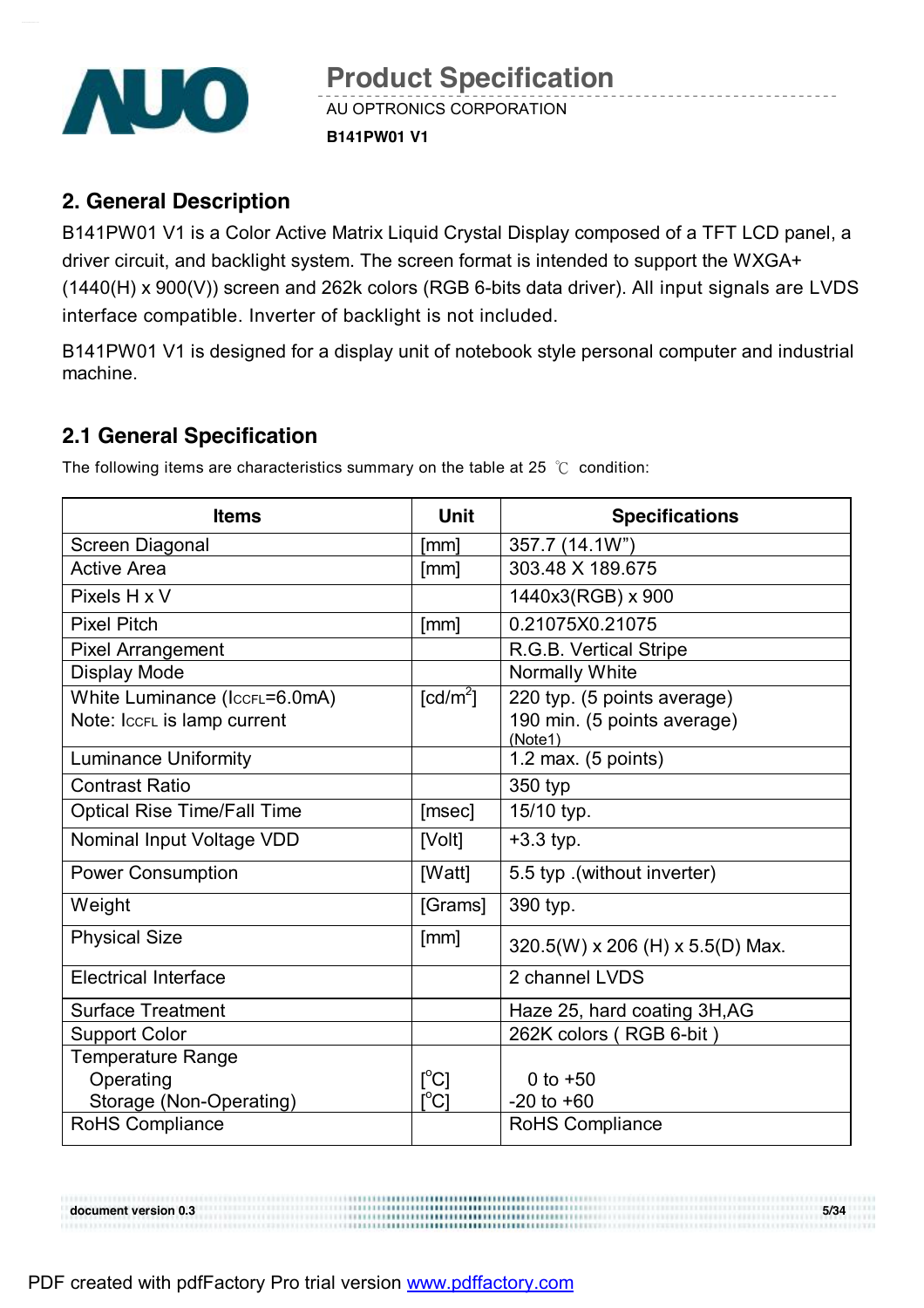## 2. General Description

B141PW01 V1 is a Color Active Matrix Liquid Crystal Display composed of a TFT LCD panel, a driver circuit, and backlight system. The screen format is intended to support the WXGA+ (1440(H) x 900(V)) screen and 262k colors (RGB 6-bits data driver). All input signals are LVDS interface compatible. Inverter of backlight is not included.

B141PW01 V1 is designed for a display unit of notebook style personal computer and industrial machine.

### 2.1 General Specification

The following items are characteristics summary on the table at 25 ℃ condition:

| Items | Unit | Specifications |
|---|---|---|
| Screen Diagonal | [mm] | 357.7 (14.1W") |
| Active Area | [mm] | 303.48 X 189.675 |
| Pixels H x V | | 1440x3(RGB) x 900 |
| Pixel Pitch | [mm] | 0.21075X0.21075 |
| Pixel Arrangement | | R.G.B. Vertical Stripe |
| Display Mode | | Normally White |
| White Luminance ($I_{CCFL}$=6.0mA)<br>Note: $I_{CCFL}$ is lamp current | [cd/m$^2$] | 220 typ. (5 points average)<br>190 min. (5 points average)<br>(Note1) |
| Luminance Uniformity | | 1.2 max. (5 points) |
| Contrast Ratio | | 350 typ |
| Optical Rise Time/Fall Time | [msec] | 15/10 typ. |
| Nominal Input Voltage VDD | [Volt] | +3.3 typ. |
| Power Consumption | [Watt] | 5.5 typ .(without inverter) |
| Weight | [Grams] | 390 typ. |
| Physical Size | [mm] | 320.5(W) x 206 (H) x 5.5(D) Max. |
| Electrical Interface | | 2 channel LVDS |
| Surface Treatment | | Haze 25, hard coating 3H,AG |
| Support Color | | 262K colors ( RGB 6-bit ) |
| Temperature Range<br>Operating<br>Storage (Non-Operating) | <br>[$^o$C]<br>[$^o$C] | <br>0 to +50<br>-20 to +60 |
| RoHS Compliance | | RoHS Compliance |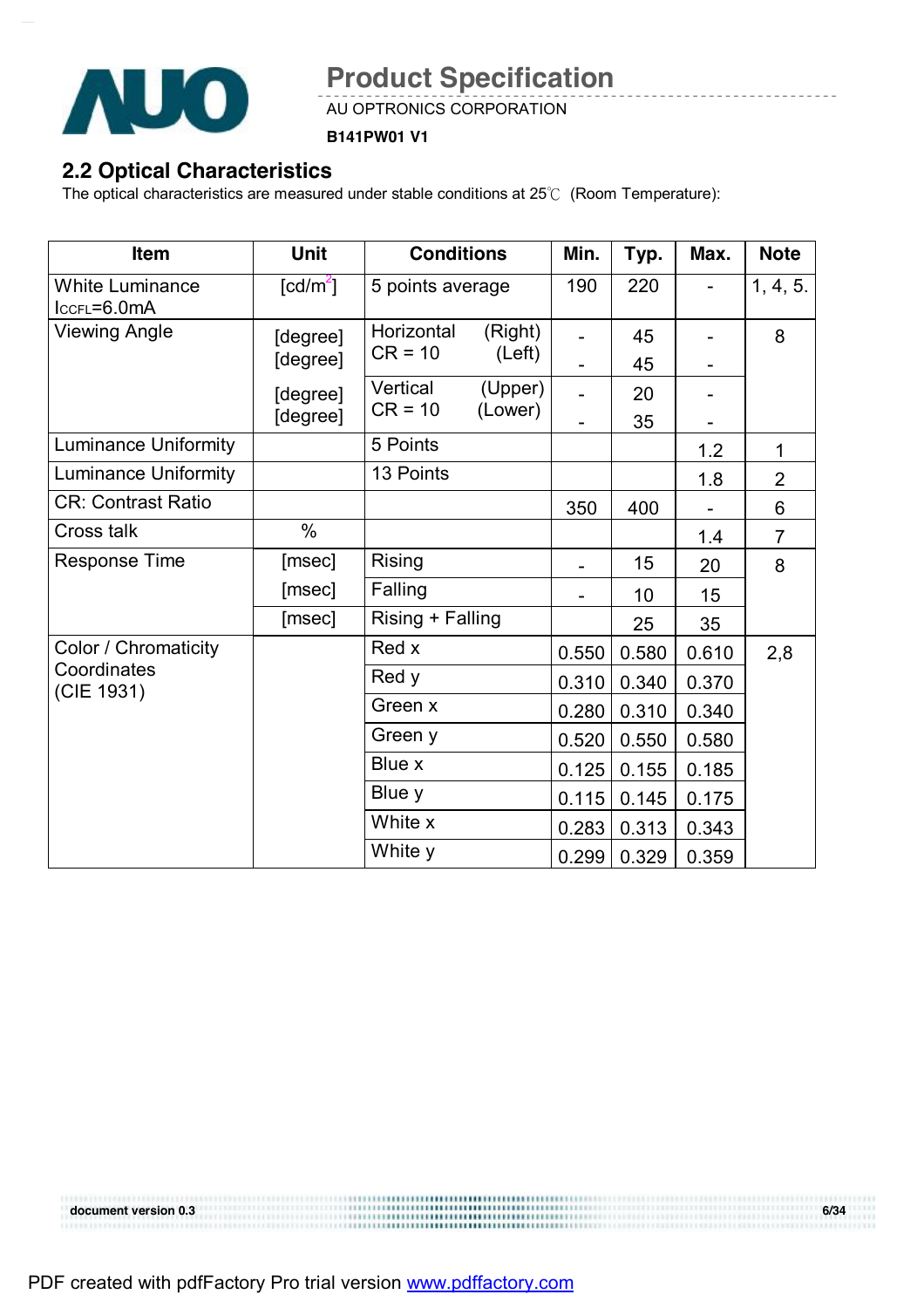## 2.2 Optical Characteristics

The optical characteristics are measured under stable conditions at 25℃ (Room Temperature):

| Item | Unit | Conditions | | Min. | Typ. | Max. | Note |
|---|---|---|---|---|---|---|---|
| White Luminance $I_{CCFL}$=6.0mA | [cd/m$^2$] | 5 points average | | 190 | 220 | - | 1, 4, 5. |
| Viewing Angle | [degree] | Horizontal CR = 10 | (Right) | - | 45 | - | 8 |
| | [degree] | | (Left) | - | 45 | - | |
| | [degree] | Vertical CR = 10 | (Upper) | - | 20 | - | |
| | [degree] | | (Lower) | - | 35 | - | |
| Luminance Uniformity | | 5 Points | | | | 1.2 | 1 |
| Luminance Uniformity | | 13 Points | | | | 1.8 | 2 |
| CR: Contrast Ratio | | | | 350 | 400 | - | 6 |
| Cross talk | % | | | | | 1.4 | 7 |
| Response Time | [msec] | Rising | | - | 15 | 20 | 8 |
| | [msec] | Falling | | - | 10 | 15 | |
| | [msec] | Rising + Falling | | | 25 | 35 | |
| Color / Chromaticity Coordinates (CIE 1931) | | Red x | | 0.550 | 0.580 | 0.610 | 2,8 |
| | | Red y | | 0.310 | 0.340 | 0.370 | |
| | | Green x | | 0.280 | 0.310 | 0.340 | |
| | | Green y | | 0.520 | 0.550 | 0.580 | |
| | | Blue x | | 0.125 | 0.155 | 0.185 | |
| | | Blue y | | 0.115 | 0.145 | 0.175 | |
| | | White x | | 0.283 | 0.313 | 0.343 | |
| | | White y | | 0.299 | 0.329 | 0.359 | |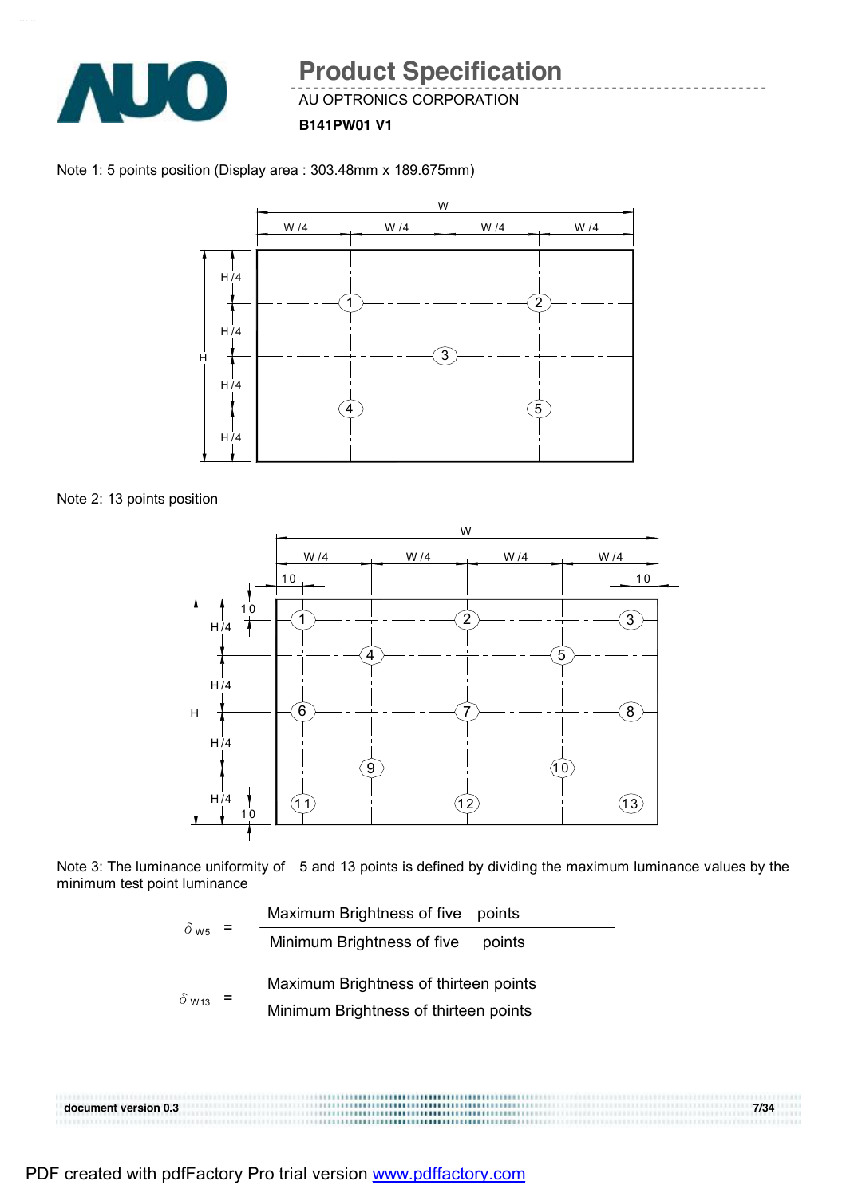Note 1: 5 points position (Display area : 303.48mm x 189.675mm)

Note 2: 13 points position

Note 3: The luminance uniformity of 5 and 13 points is defined by dividing the maximum luminance values by the minimum test point luminance

$$\delta_{W5} = \frac{\text{Maximum Brightness of five points}}{\text{Minimum Brightness of five points}}$$

$$\delta_{W13} = \frac{\text{Maximum Brightness of thirteen points}}{\text{Minimum Brightness of thirteen points}}$$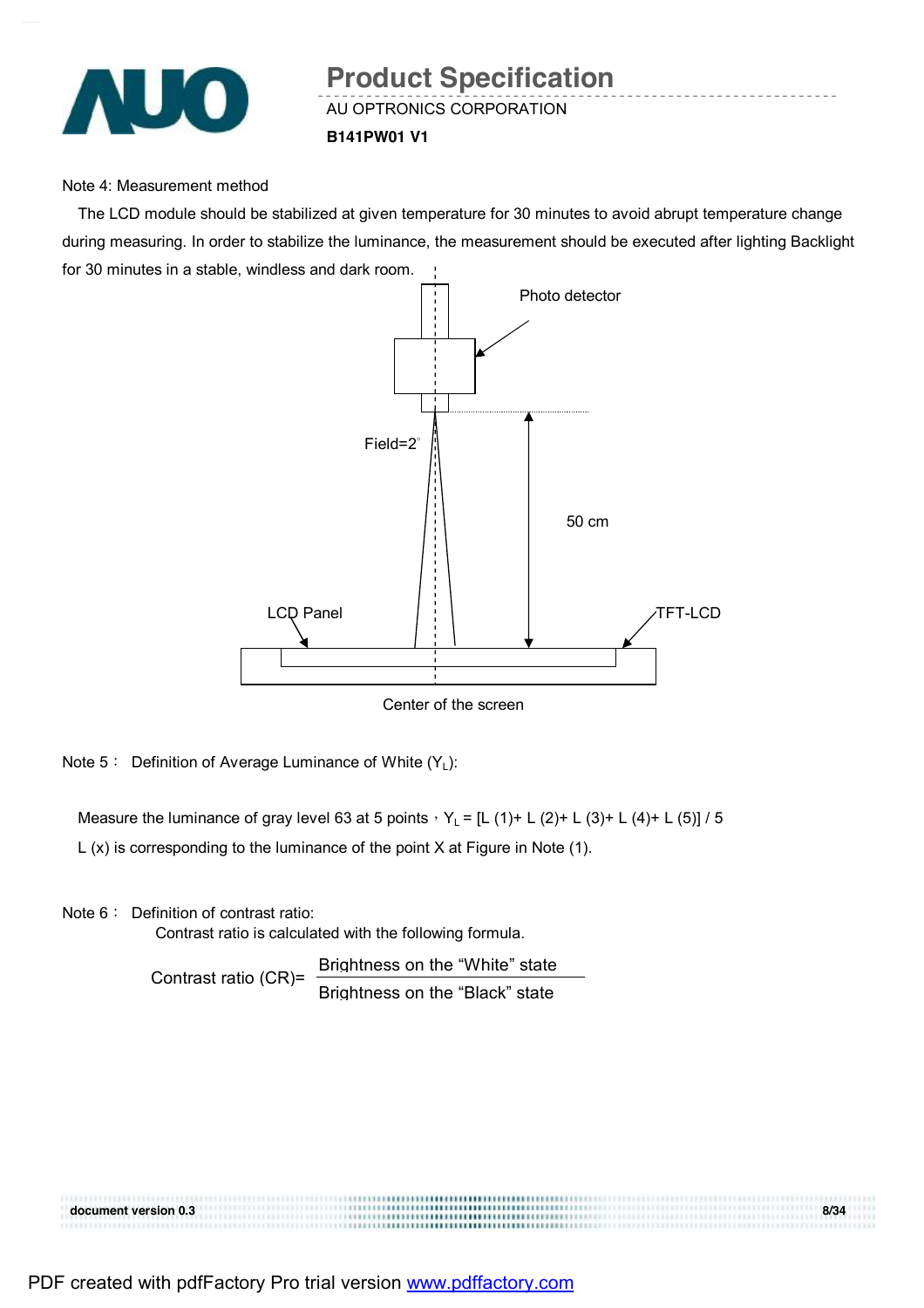Note 4: Measurement method

The LCD module should be stabilized at given temperature for 30 minutes to avoid abrupt temperature change during measuring. In order to stabilize the luminance, the measurement should be executed after lighting Backlight for 30 minutes in a stable, windless and dark room.

Photo detector

Field=2°

50 cm

LCD Panel

TFT-LCD

Center of the screen

Note 5： Definition of Average Luminance of White ($Y_L$):

Measure the luminance of gray level 63 at 5 points，$Y_L$ = [L (1)+ L (2)+ L (3)+ L (4)+ L (5)] / 5

L (x) is corresponding to the luminance of the point X at Figure in Note (1).

Note 6： Definition of contrast ratio:

Contrast ratio is calculated with the following formula.

$$\text{Contrast ratio (CR)} = \frac{\text{Brightness on the "White" state}}{\text{Brightness on the "Black" state}}$$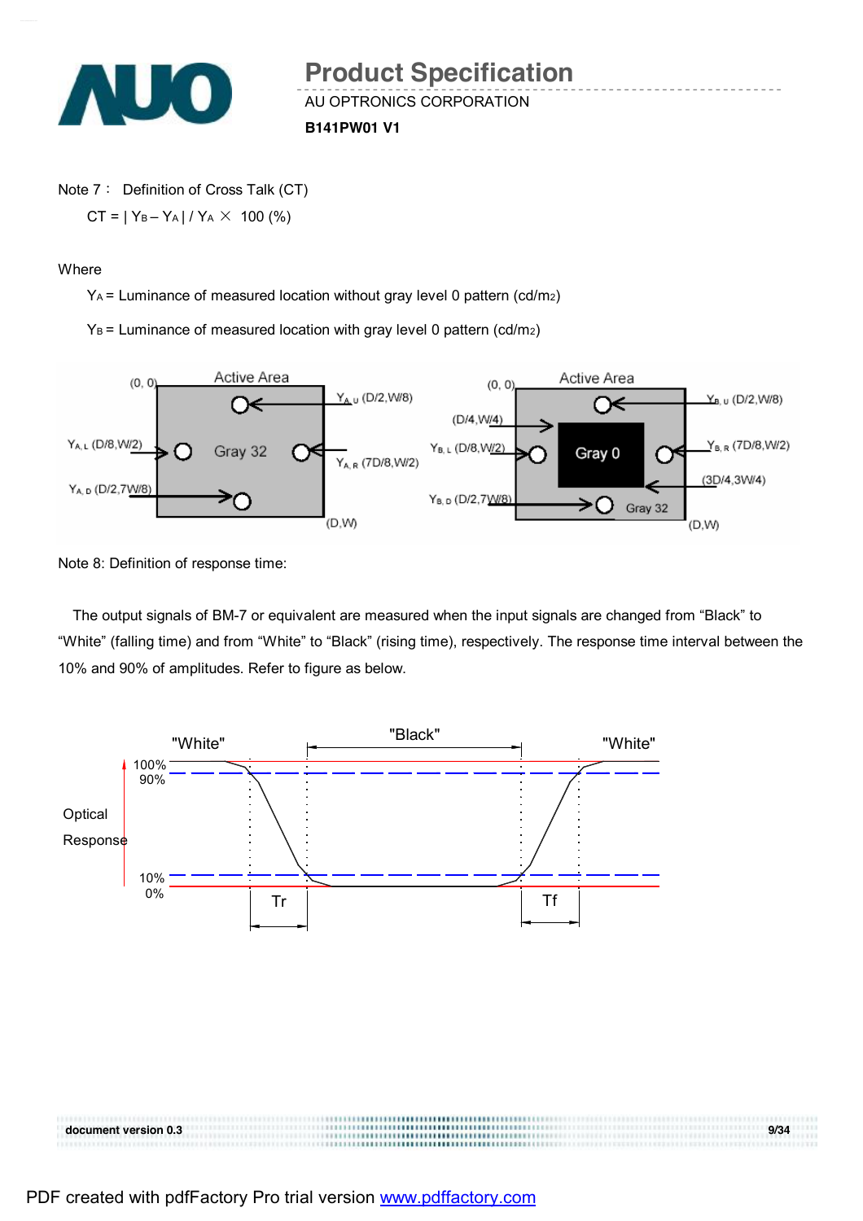Note 7： Definition of Cross Talk (CT)

$$CT = | Y_B - Y_A | / Y_A \times 100\ (\%)$$

Where

$Y_A$ = Luminance of measured location without gray level 0 pattern (cd/m2)

$Y_B$ = Luminance of measured location with gray level 0 pattern (cd/m2)

Note 8: Definition of response time:

The output signals of BM-7 or equivalent are measured when the input signals are changed from “Black” to “White” (falling time) and from “White” to “Black” (rising time), respectively. The response time interval between the 10% and 90% of amplitudes. Refer to figure as below.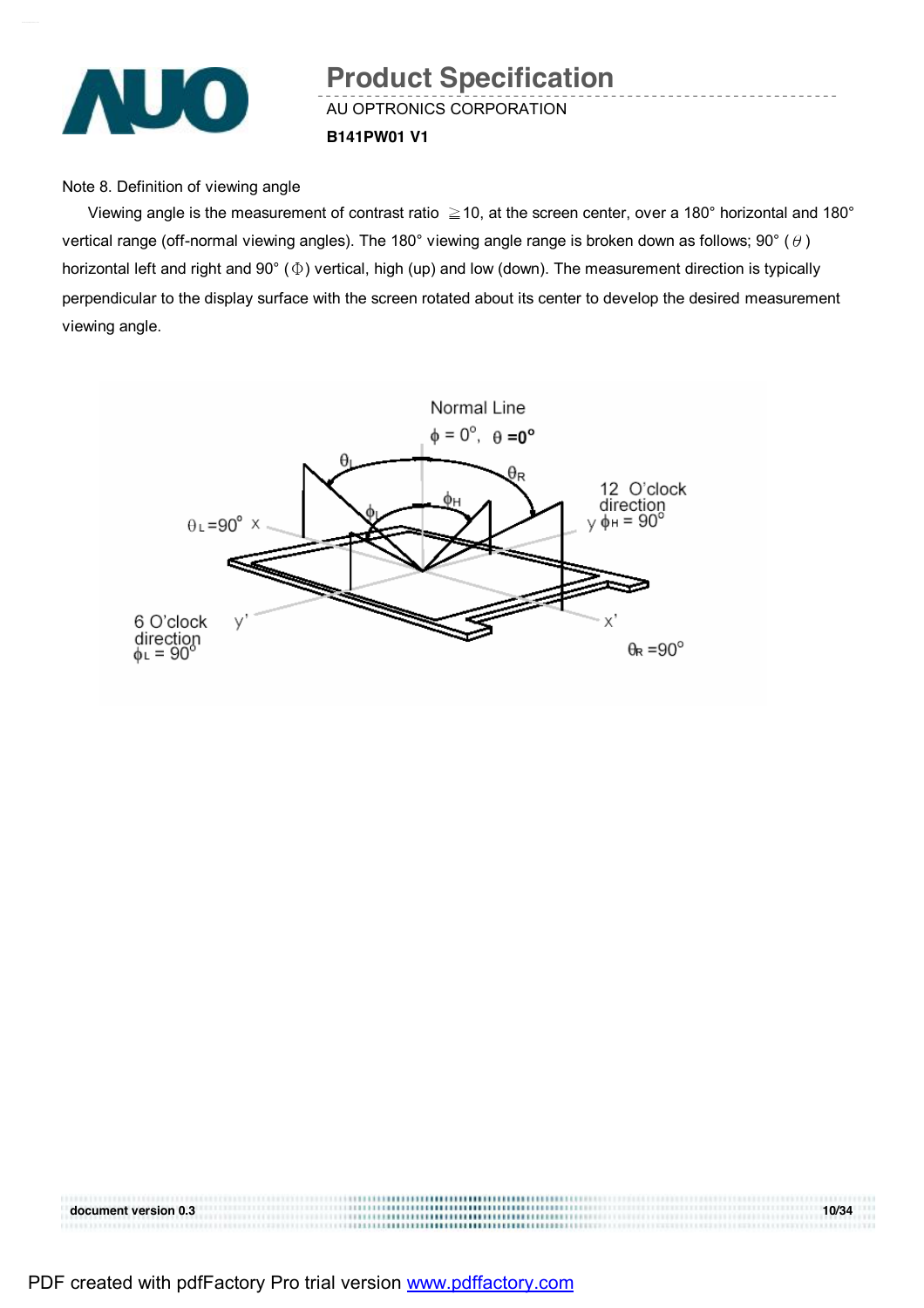Note 8. Definition of viewing angle

Viewing angle is the measurement of contrast ratio ≧10, at the screen center, over a 180° horizontal and 180° vertical range (off-normal viewing angles). The 180° viewing angle range is broken down as follows; 90° ($\theta$) horizontal left and right and 90° ($\Phi$) vertical, high (up) and low (down). The measurement direction is typically perpendicular to the display surface with the screen rotated about its center to develop the desired measurement viewing angle.

Normal Line

$\phi = 0^\circ$, $\theta = 0^\circ$

$\theta_L$ $\theta_R$ $\phi_H$ $\phi_L$

$\theta_L = 90^\circ$ x

12 O'clock direction y $\phi_H = 90^\circ$

6 O'clock direction $\phi_L = 90^\circ$ y'

x' $\theta_R = 90^\circ$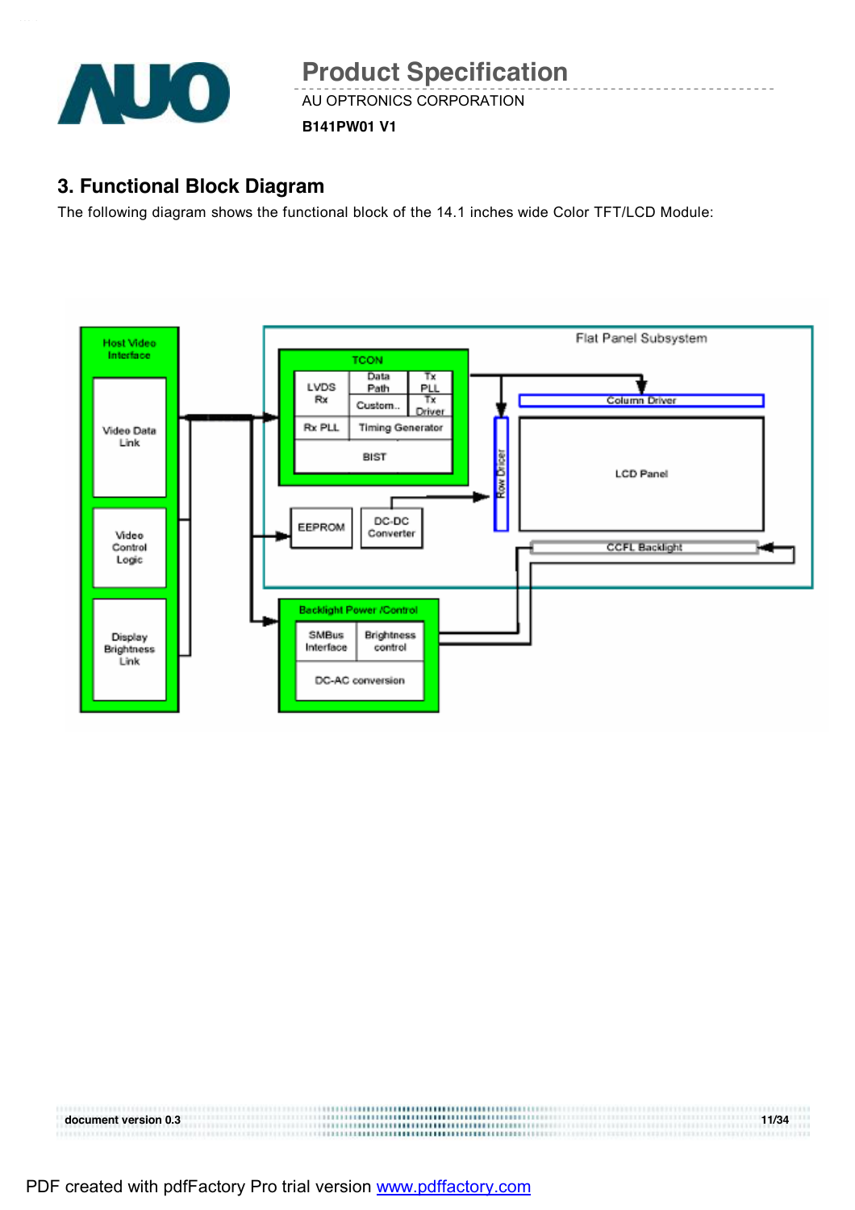## 3. Functional Block Diagram

The following diagram shows the functional block of the 14.1 inches wide Color TFT/LCD Module:

Host Video Interface

Video Data Link

Video Control Logic

Display Brightness Link

Flat Panel Subsystem

TCON

LVDS Rx

Data Path

Tx PLL

Custom..

Tx Driver

Rx PLL

Timing Generator

BIST

EEPROM

DC-DC Converter

Row Driver

Column Driver

LCD Panel

CCFL Backlight

Backlight Power /Control

SMBus Interface

Brightness control

DC-AC conversion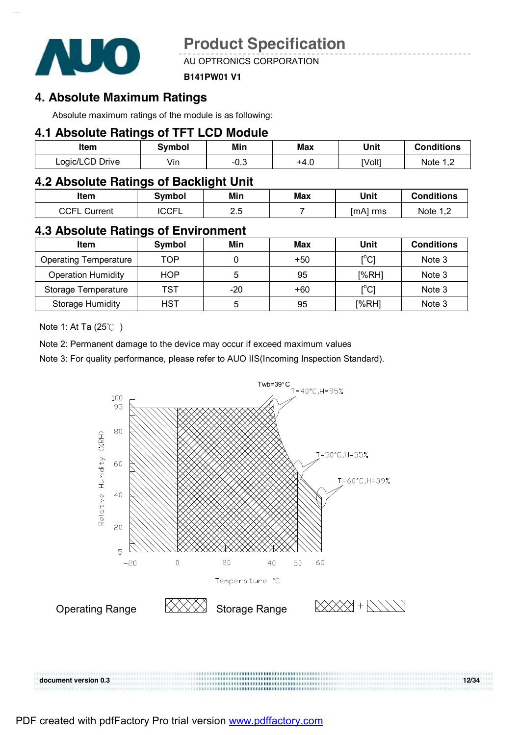# 4. Absolute Maximum Ratings

Absolute maximum ratings of the module is as following:

## 4.1 Absolute Ratings of TFT LCD Module

| Item | Symbol | Min | Max | Unit | Conditions |
|---|---|---|---|---|---|
| Logic/LCD Drive | Vin | -0.3 | +4.0 | [Volt] | Note 1,2 |

## 4.2 Absolute Ratings of Backlight Unit

| Item | Symbol | Min | Max | Unit | Conditions |
|---|---|---|---|---|---|
| CCFL Current | ICCFL | 2.5 | 7 | [mA] rms | Note 1,2 |

## 4.3 Absolute Ratings of Environment

| Item | Symbol | Min | Max | Unit | Conditions |
|---|---|---|---|---|---|
| Operating Temperature | TOP | 0 | +50 | [°C] | Note 3 |
| Operation Humidity | HOP | 5 | 95 | [%RH] | Note 3 |
| Storage Temperature | TST | -20 | +60 | [°C] | Note 3 |
| Storage Humidity | HST | 5 | 95 | [%RH] | Note 3 |

Note 1: At Ta (25℃ )

Note 2: Permanent damage to the device may occur if exceed maximum values

Note 3: For quality performance, please refer to AUO IIS(Incoming Inspection Standard).

Operating Range

Storage Range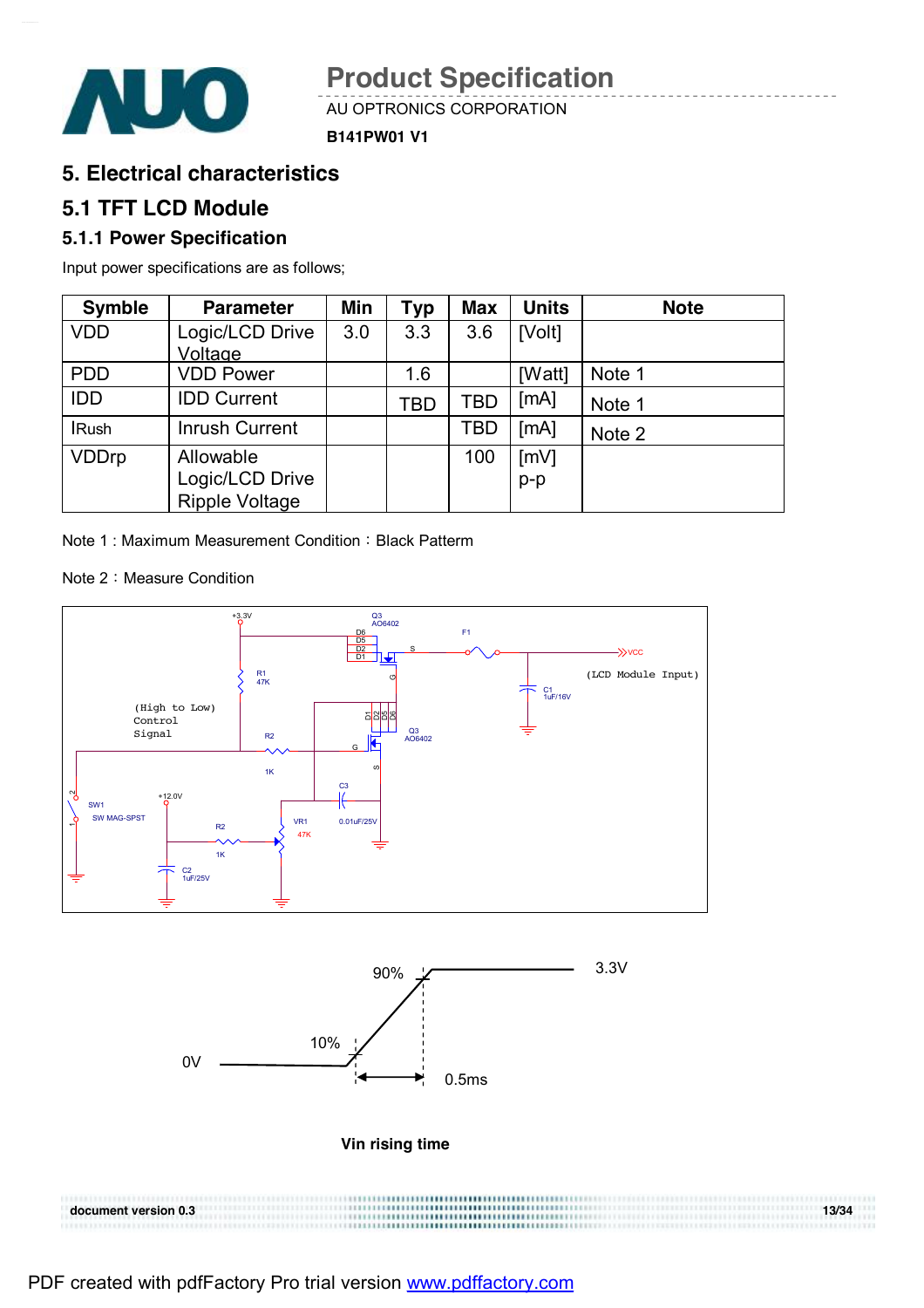# 5. Electrical characteristics

## 5.1 TFT LCD Module

### 5.1.1 Power Specification

Input power specifications are as follows;

| Symble | Parameter | Min | Typ | Max | Units | Note |
|---|---|---|---|---|---|---|
| VDD | Logic/LCD Drive Voltage | 3.0 | 3.3 | 3.6 | [Volt] | |
| PDD | VDD Power | | 1.6 | | [Watt] | Note 1 |
| IDD | IDD Current | | TBD | TBD | [mA] | Note 1 |
| IRush | Inrush Current | | | TBD | [mA] | Note 2 |
| VDDrp | Allowable Logic/LCD Drive Ripple Voltage | | | 100 | [mV] p-p | |

Note 1 : Maximum Measurement Condition：Black Patterm

Note 2：Measure Condition

Vin rising time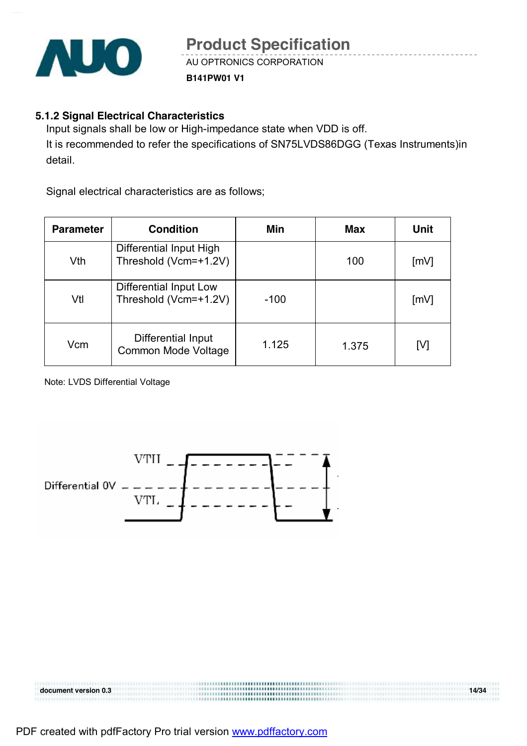### 5.1.2 Signal Electrical Characteristics

Input signals shall be low or High-impedance state when VDD is off.

It is recommended to refer the specifications of SN75LVDS86DGG (Texas Instruments)in detail.

Signal electrical characteristics are as follows;

| Parameter | Condition | Min | Max | Unit |
|---|---|---|---|---|
| Vth | Differential Input High Threshold (Vcm=+1.2V) | | 100 | [mV] |
| Vtl | Differential Input Low Threshold (Vcm=+1.2V) | -100 | | [mV] |
| Vcm | Differential Input Common Mode Voltage | 1.125 | 1.375 | [V] |

Note: LVDS Differential Voltage

VTH

Differential 0V

VTL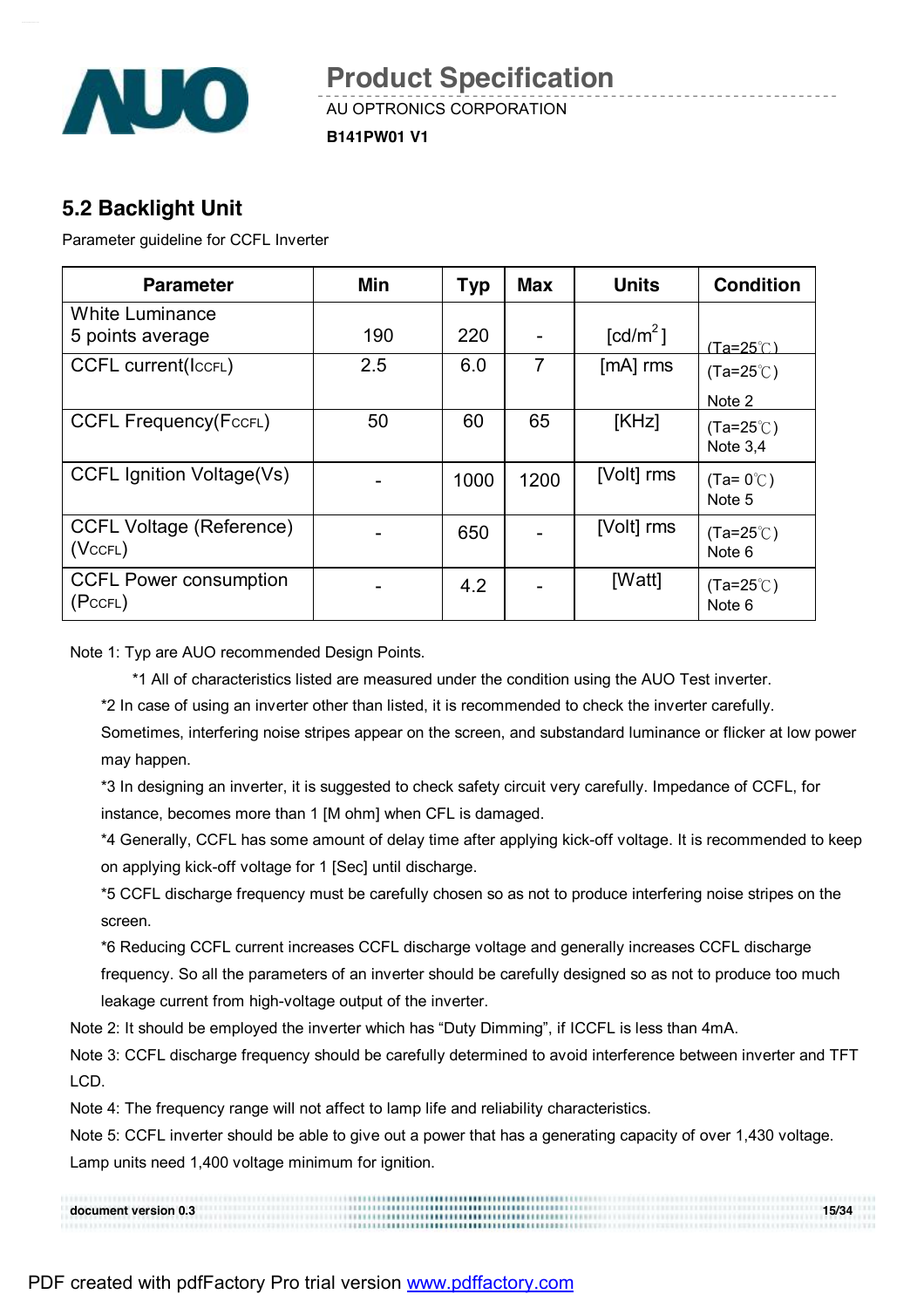## 5.2 Backlight Unit

Parameter guideline for CCFL Inverter

| Parameter | Min | Typ | Max | Units | Condition |
|---|---|---|---|---|---|
| White Luminance 5 points average | 190 | 220 | - | [cd/m$^2$] | (Ta=25℃) |
| CCFL current($I_{CCFL}$) | 2.5 | 6.0 | 7 | [mA] rms | (Ta=25℃) Note 2 |
| CCFL Frequency($F_{CCFL}$) | 50 | 60 | 65 | [KHz] | (Ta=25℃) Note 3,4 |
| CCFL Ignition Voltage(Vs) | - | 1000 | 1200 | [Volt] rms | (Ta= 0℃) Note 5 |
| CCFL Voltage (Reference) ($V_{CCFL}$) | - | 650 | - | [Volt] rms | (Ta=25℃) Note 6 |
| CCFL Power consumption ($P_{CCFL}$) | - | 4.2 | - | [Watt] | (Ta=25℃) Note 6 |

Note 1: Typ are AUO recommended Design Points.

*1 All of characteristics listed are measured under the condition using the AUO Test inverter.

*2 In case of using an inverter other than listed, it is recommended to check the inverter carefully. Sometimes, interfering noise stripes appear on the screen, and substandard luminance or flicker at low power may happen.

*3 In designing an inverter, it is suggested to check safety circuit very carefully. Impedance of CCFL, for instance, becomes more than 1 [M ohm] when CFL is damaged.

*4 Generally, CCFL has some amount of delay time after applying kick-off voltage. It is recommended to keep on applying kick-off voltage for 1 [Sec] until discharge.

*5 CCFL discharge frequency must be carefully chosen so as not to produce interfering noise stripes on the screen.

*6 Reducing CCFL current increases CCFL discharge voltage and generally increases CCFL discharge frequency. So all the parameters of an inverter should be carefully designed so as not to produce too much leakage current from high-voltage output of the inverter.

Note 2: It should be employed the inverter which has "Duty Dimming", if ICCFL is less than 4mA.

Note 3: CCFL discharge frequency should be carefully determined to avoid interference between inverter and TFT LCD.

Note 4: The frequency range will not affect to lamp life and reliability characteristics.

Note 5: CCFL inverter should be able to give out a power that has a generating capacity of over 1,430 voltage. Lamp units need 1,400 voltage minimum for ignition.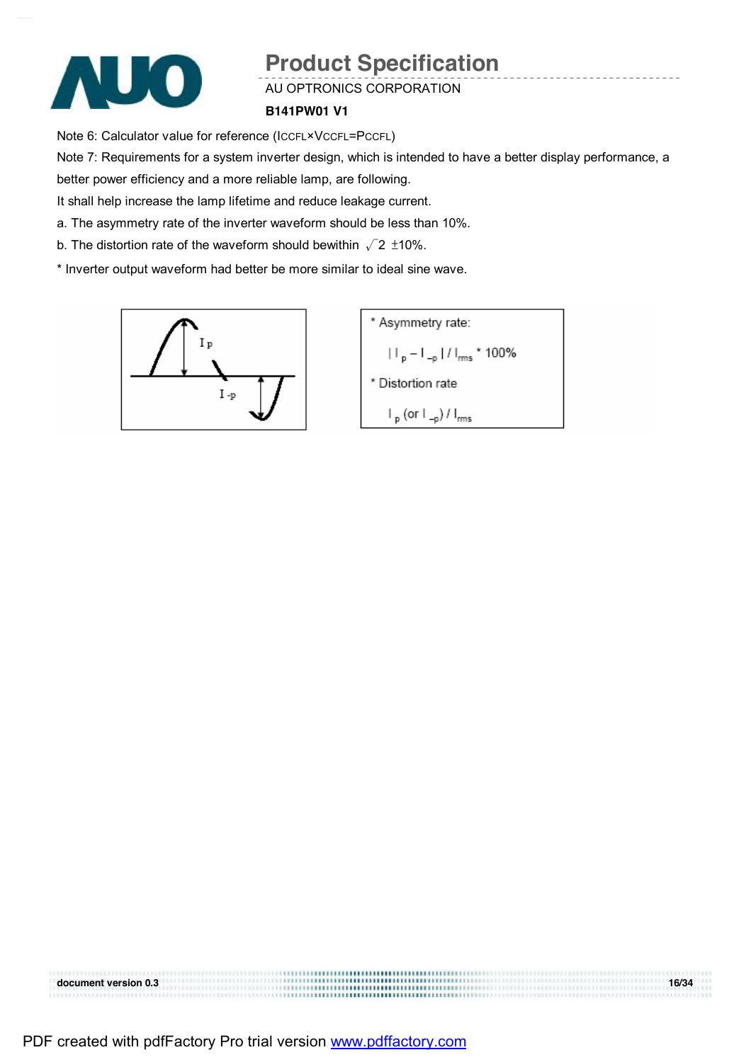Note 6: Calculator value for reference ($I_{CCFL} \times V_{CCFL} = P_{CCFL}$)

Note 7: Requirements for a system inverter design, which is intended to have a better display performance, a better power efficiency and a more reliable lamp, are following.

It shall help increase the lamp lifetime and reduce leakage current.

a. The asymmetry rate of the inverter waveform should be less than 10%.

b. The distortion rate of the waveform should bewithin $\sqrt{2}$ ±10%.

* Inverter output waveform had better be more similar to ideal sine wave.

* Asymmetry rate:

$| I_p - I_{-p} | / I_{rms} * 100\%$

* Distortion rate

$I_p$ (or $I_{-p}$) / $I_{rms}$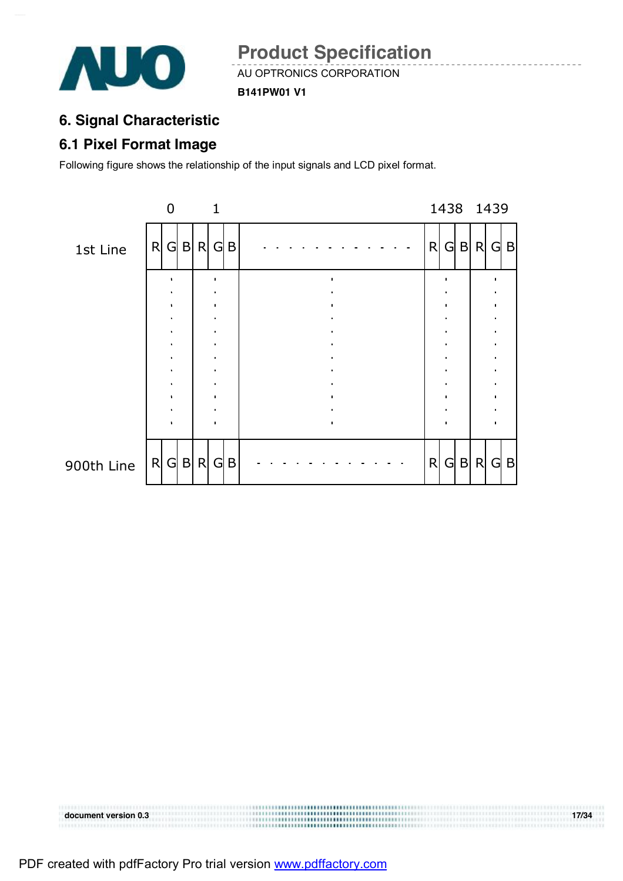## 6. Signal Characteristic

### 6.1 Pixel Format Image

Following figure shows the relationship of the input signals and LCD pixel format.

|  | 0 | | | 1 | | | | 1438 | | | 1439 | | |
|---|---|---|---|---|---|---|---|---|---|---|---|---|---|
| 1st Line | R | G | B | R | G | B | - - - - - - - - - - - - | R | G | B | R | G | B |
|  | : | | | : | | | : | : | | | : | | |
| 900th Line | R | G | B | R | G | B | - - - - - - - - - - - - | R | G | B | R | G | B |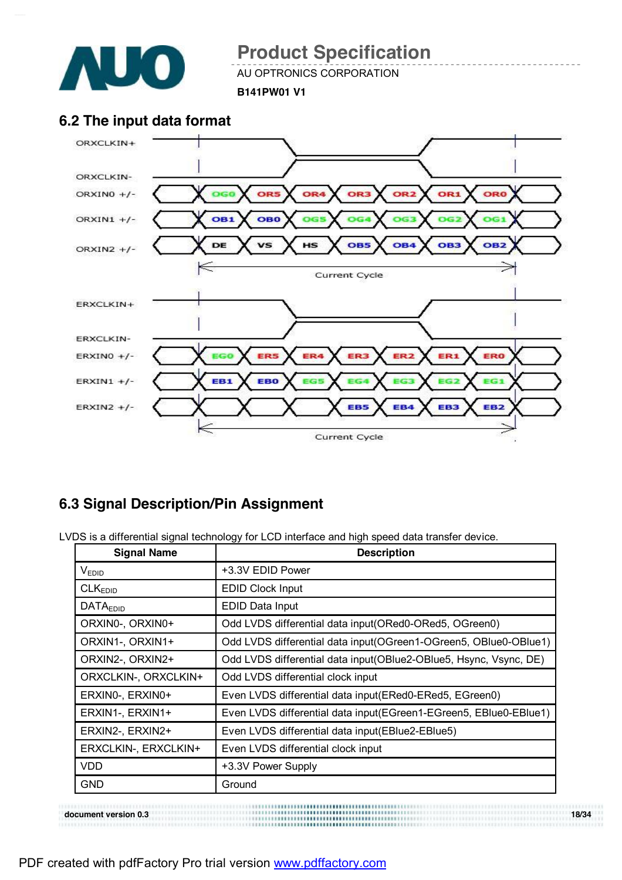## 6.2 The input data format

ORXCLKIN+

ORXCLKIN-

ORXIN0 +/- : OG0, OR5, OR4, OR3, OR2, OR1, OR0

ORXIN1 +/- : OB1, OB0, OG5, OG4, OG3, OG2, OG1

ORXIN2 +/- : DE, VS, HS, OB5, OB4, OB3, OB2

Current Cycle

ERXCLKIN+

ERXCLKIN-

ERXIN0 +/- : EG0, ER5, ER4, ER3, ER2, ER1, ER0

ERXIN1 +/- : EB1, EB0, EG5, EG4, EG3, EG2, EG1

ERXIN2 +/- : EB5, EB4, EB3, EB2

Current Cycle

## 6.3 Signal Description/Pin Assignment

LVDS is a differential signal technology for LCD interface and high speed data transfer device.

| Signal Name | Description |
|---|---|
| $V_{EDID}$ | +3.3V EDID Power |
| $CLK_{EDID}$ | EDID Clock Input |
| $DATA_{EDID}$ | EDID Data Input |
| ORXIN0-, ORXIN0+ | Odd LVDS differential data input(ORed0-ORed5, OGreen0) |
| ORXIN1-, ORXIN1+ | Odd LVDS differential data input(OGreen1-OGreen5, OBlue0-OBlue1) |
| ORXIN2-, ORXIN2+ | Odd LVDS differential data input(OBlue2-OBlue5, Hsync, Vsync, DE) |
| ORXCLKIN-, ORXCLKIN+ | Odd LVDS differential clock input |
| ERXIN0-, ERXIN0+ | Even LVDS differential data input(ERed0-ERed5, EGreen0) |
| ERXIN1-, ERXIN1+ | Even LVDS differential data input(EGreen1-EGreen5, EBlue0-EBlue1) |
| ERXIN2-, ERXIN2+ | Even LVDS differential data input(EBlue2-EBlue5) |
| ERXCLKIN-, ERXCLKIN+ | Even LVDS differential clock input |
| VDD | +3.3V Power Supply |
| GND | Ground |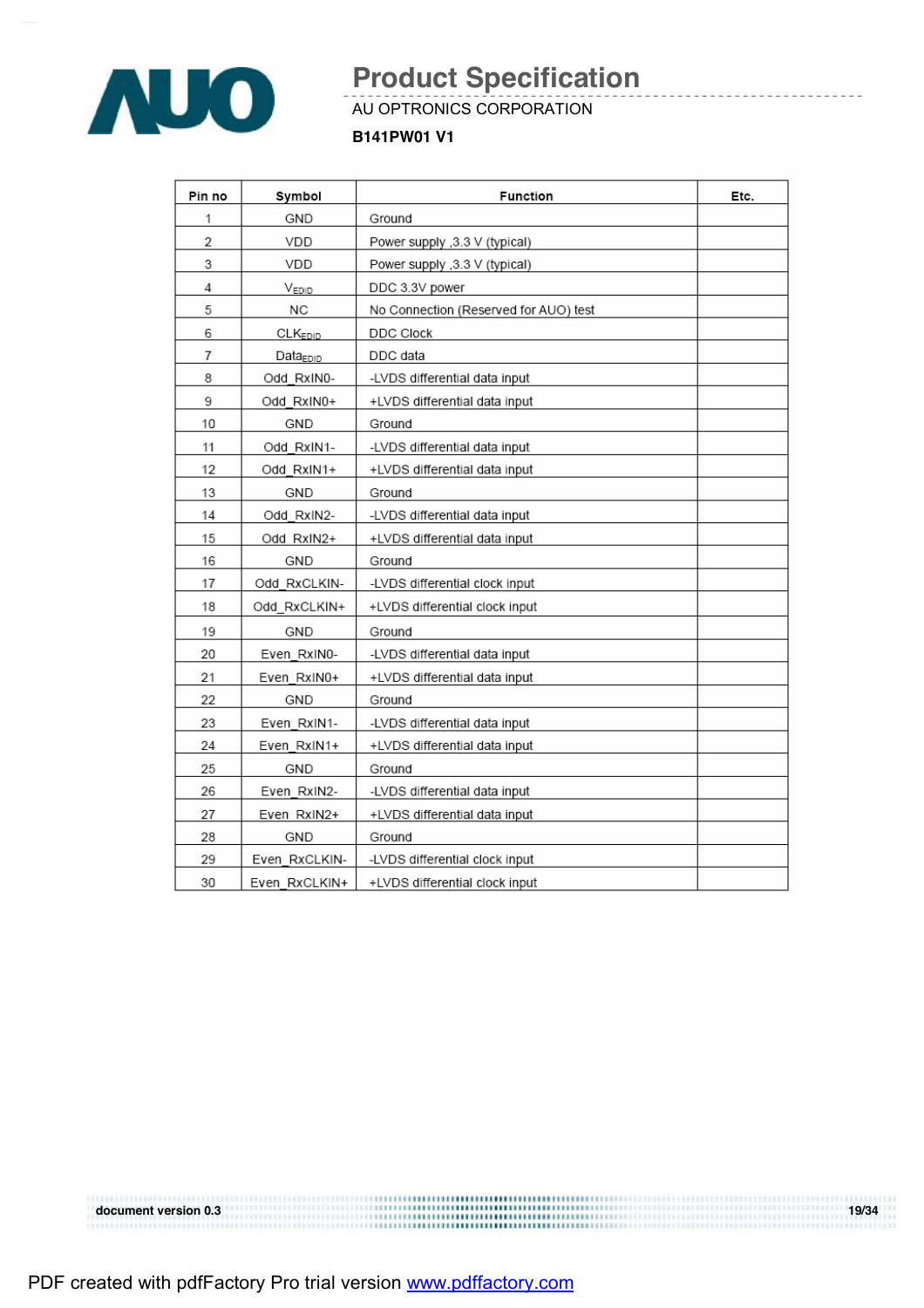| Pin no | Symbol | Function | Etc. |
|---|---|---|---|
| 1 | GND | Ground | |
| 2 | VDD | Power supply ,3.3 V (typical) | |
| 3 | VDD | Power supply ,3.3 V (typical) | |
| 4 | $V_{EDID}$ | DDC 3.3V power | |
| 5 | NC | No Connection (Reserved for AUO) test | |
| 6 | $CLK_{EDID}$ | DDC Clock | |
| 7 | $Data_{EDID}$ | DDC data | |
| 8 | Odd_RxIN0- | -LVDS differential data input | |
| 9 | Odd_RxIN0+ | +LVDS differential data input | |
| 10 | GND | Ground | |
| 11 | Odd_RxIN1- | -LVDS differential data input | |
| 12 | Odd_RxIN1+ | +LVDS differential data input | |
| 13 | GND | Ground | |
| 14 | Odd_RxIN2- | -LVDS differential data input | |
| 15 | Odd_RxIN2+ | +LVDS differential data input | |
| 16 | GND | Ground | |
| 17 | Odd_RxCLKIN- | -LVDS differential clock input | |
| 18 | Odd_RxCLKIN+ | +LVDS differential clock input | |
| 19 | GND | Ground | |
| 20 | Even_RxIN0- | -LVDS differential data input | |
| 21 | Even_RxIN0+ | +LVDS differential data input | |
| 22 | GND | Ground | |
| 23 | Even_RxIN1- | -LVDS differential data input | |
| 24 | Even_RxIN1+ | +LVDS differential data input | |
| 25 | GND | Ground | |
| 26 | Even_RxIN2- | -LVDS differential data input | |
| 27 | Even_RxIN2+ | +LVDS differential data input | |
| 28 | GND | Ground | |
| 29 | Even_RxCLKIN- | -LVDS differential clock input | |
| 30 | Even_RxCLKIN+ | +LVDS differential clock input | |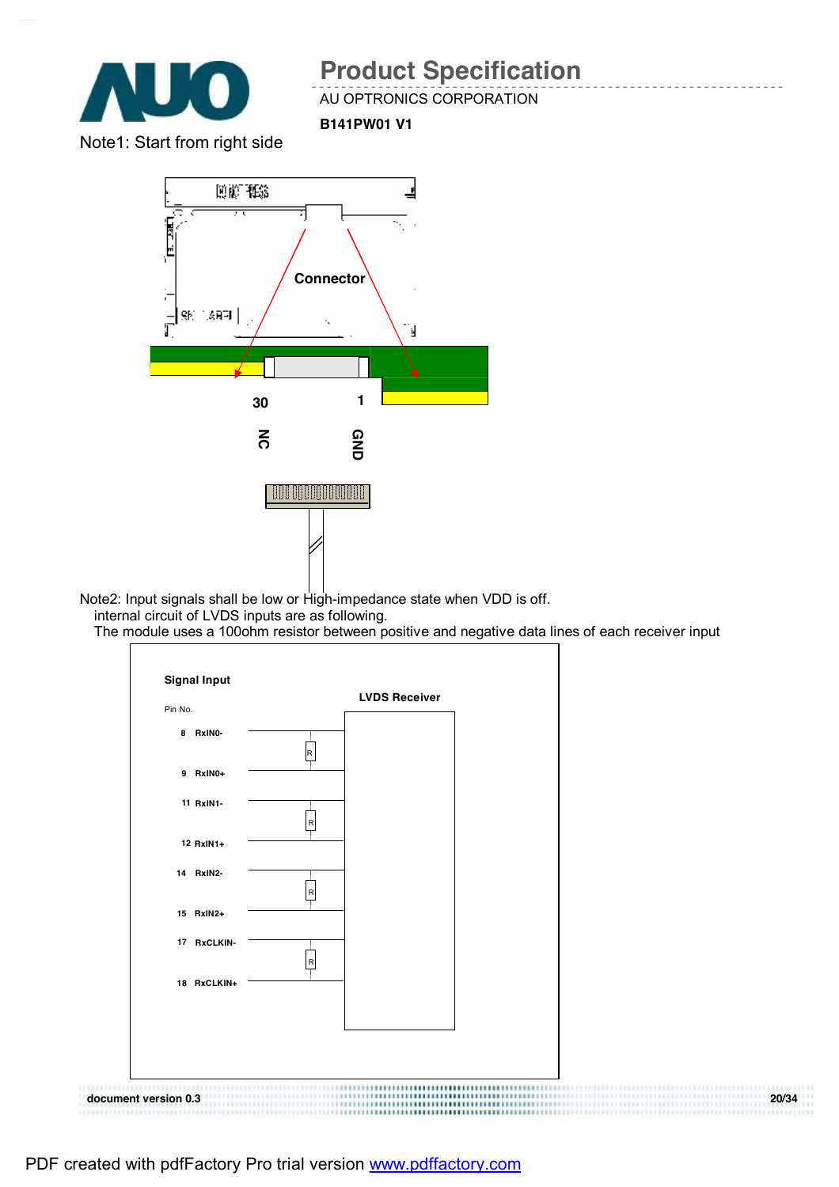Note1: Start from right side

Connector

30 NC

1 GND

Note2: Input signals shall be low or High-impedance state when VDD is off.
internal circuit of LVDS inputs are as following.
The module uses a 100ohm resistor between positive and negative data lines of each receiver input

Signal Input

Pin No.

LVDS Receiver

8 RxIN0-

9 RxIN0+

11 RxIN1-

12 RxIN1+

14 RxIN2-

15 RxIN2+

17 RxCLKIN-

18 RxCLKIN+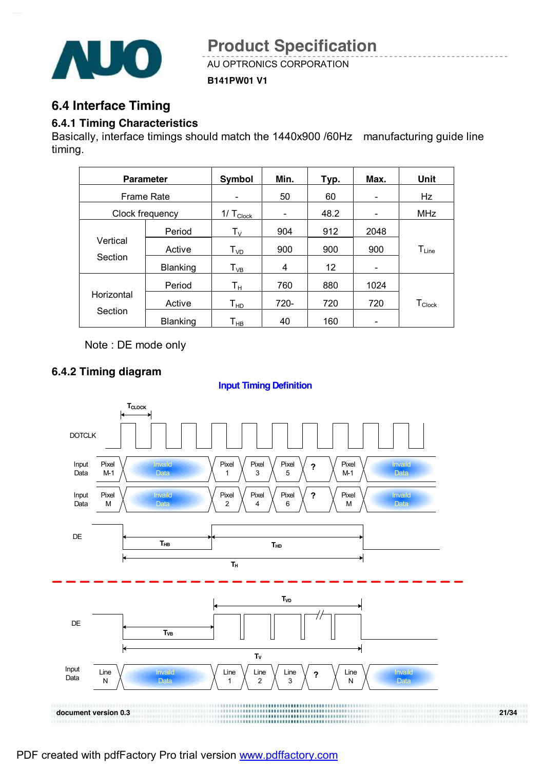## 6.4 Interface Timing

### 6.4.1 Timing Characteristics

Basically, interface timings should match the 1440x900 /60Hz manufacturing guide line timing.

| Parameter | | Symbol | Min. | Typ. | Max. | Unit |
|---|---|---|---|---|---|---|
| Frame Rate | | - | 50 | 60 | - | Hz |
| Clock frequency | | $1/T_{Clock}$ | - | 48.2 | - | MHz |
| Vertical Section | Period | $T_V$ | 904 | 912 | 2048 | $T_{Line}$ |
| | Active | $T_{VD}$ | 900 | 900 | 900 | |
| | Blanking | $T_{VB}$ | 4 | 12 | - | |
| Horizontal Section | Period | $T_H$ | 760 | 880 | 1024 | $T_{Clock}$ |
| | Active | $T_{HD}$ | 720- | 720 | 720 | |
| | Blanking | $T_{HB}$ | 40 | 160 | - | |

Note : DE mode only

### 6.4.2 Timing diagram

**Input Timing Definition**

DOTCLK, $T_{CLOCK}$

Input Data: Pixel M-1 | Invaild Data | Pixel 1 | Pixel 3 | Pixel 5 | ? | Pixel M-1 | Invaild Data

Input Data: Pixel M | Invaild Data | Pixel 2 | Pixel 4 | Pixel 6 | ? | Pixel M | Invaild Data

DE: $T_{HB}$, $T_{HD}$, $T_H$

DE: $T_{VB}$, $T_{VD}$, $T_V$

Input Data: Line N | Invaild Data | Line 1 | Line 2 | Line 3 | ? | Line N | Invaild Data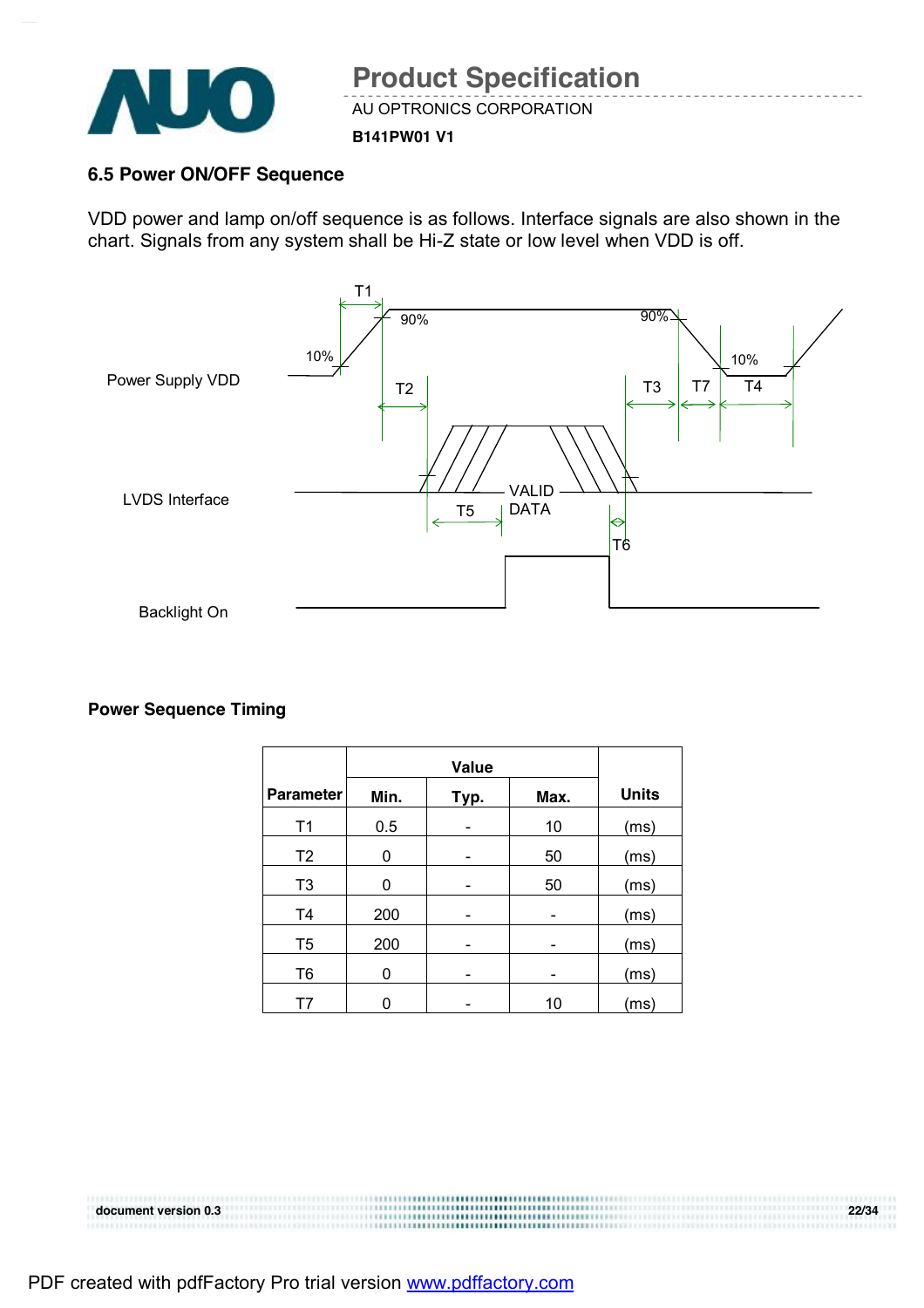## 6.5 Power ON/OFF Sequence

VDD power and lamp on/off sequence is as follows. Interface signals are also shown in the chart. Signals from any system shall be Hi-Z state or low level when VDD is off.

**Power Sequence Timing**

| Parameter | Value | | | Units |
|---|---|---|---|---|
| | Min. | Typ. | Max. | |
| T1 | 0.5 | - | 10 | (ms) |
| T2 | 0 | - | 50 | (ms) |
| T3 | 0 | - | 50 | (ms) |
| T4 | 200 | - | - | (ms) |
| T5 | 200 | - | - | (ms) |
| T6 | 0 | - | - | (ms) |
| T7 | 0 | - | 10 | (ms) |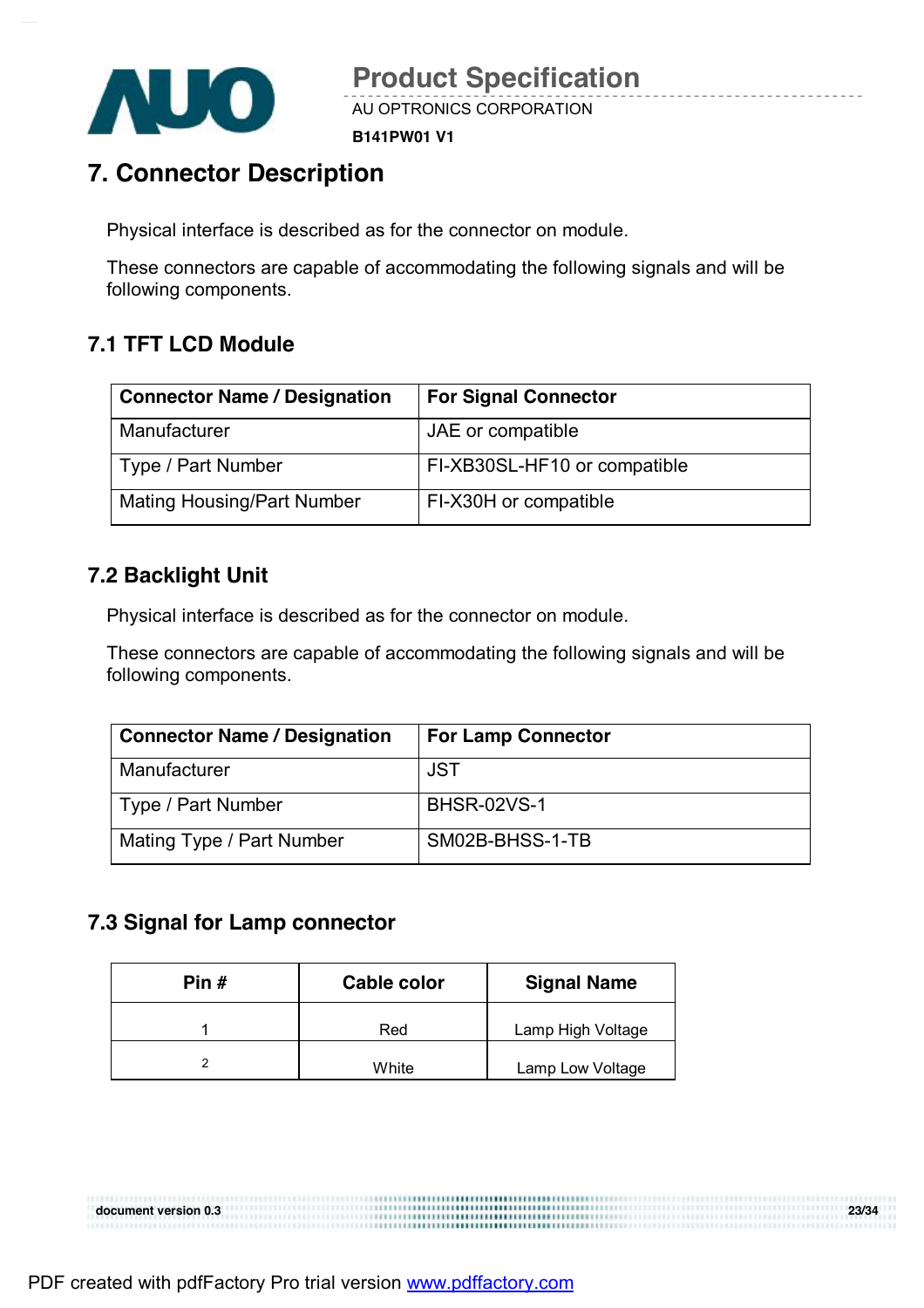# 7. Connector Description

Physical interface is described as for the connector on module.

These connectors are capable of accommodating the following signals and will be following components.

## 7.1 TFT LCD Module

| Connector Name / Designation | For Signal Connector |
|---|---|
| Manufacturer | JAE or compatible |
| Type / Part Number | FI-XB30SL-HF10 or compatible |
| Mating Housing/Part Number | FI-X30H or compatible |

## 7.2 Backlight Unit

Physical interface is described as for the connector on module.

These connectors are capable of accommodating the following signals and will be following components.

| Connector Name / Designation | For Lamp Connector |
|---|---|
| Manufacturer | JST |
| Type / Part Number | BHSR-02VS-1 |
| Mating Type / Part Number | SM02B-BHSS-1-TB |

## 7.3 Signal for Lamp connector

| Pin # | Cable color | Signal Name |
|---|---|---|
| 1 | Red | Lamp High Voltage |
| 2 | White | Lamp Low Voltage |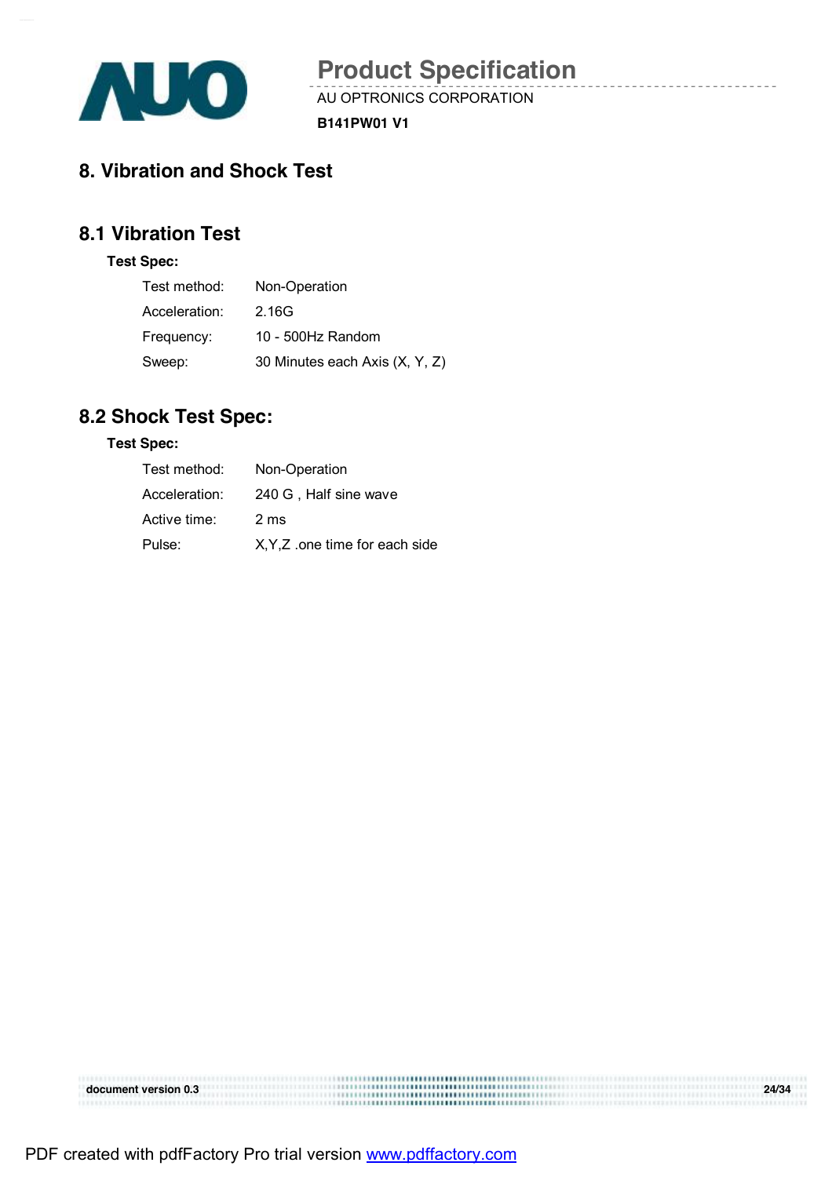# 8. Vibration and Shock Test

## 8.1 Vibration Test

**Test Spec:**

| | |
|---|---|
| Test method: | Non-Operation |
| Acceleration: | 2.16G |
| Frequency: | 10 - 500Hz Random |
| Sweep: | 30 Minutes each Axis (X, Y, Z) |

## 8.2 Shock Test Spec:

**Test Spec:**

| | |
|---|---|
| Test method: | Non-Operation |
| Acceleration: | 240 G , Half sine wave |
| Active time: | 2 ms |
| Pulse: | X,Y,Z .one time for each side |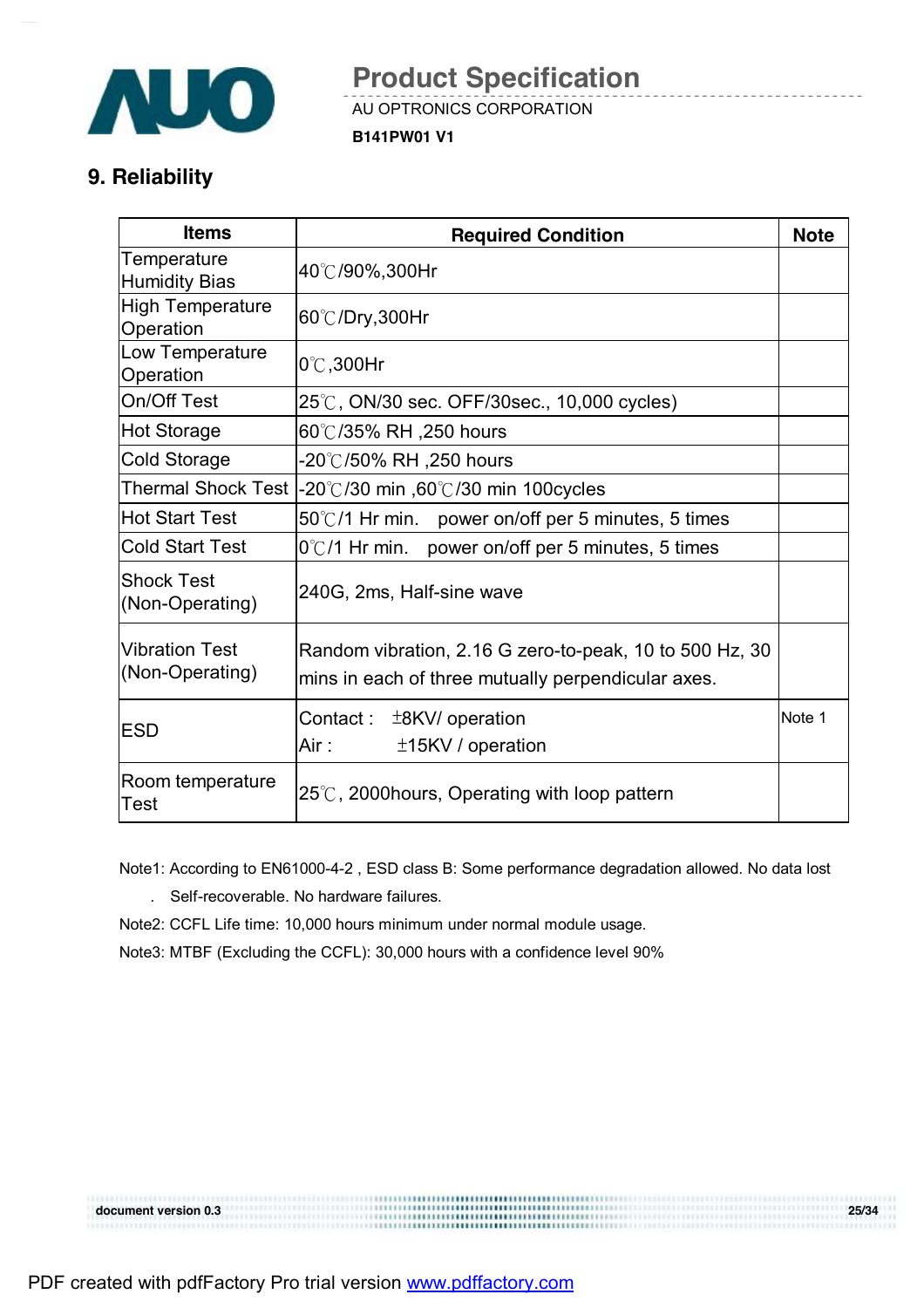## 9. Reliability

| Items | Required Condition | Note |
|---|---|---|
| Temperature Humidity Bias | 40℃/90%,300Hr | |
| High Temperature Operation | 60℃/Dry,300Hr | |
| Low Temperature Operation | 0℃,300Hr | |
| On/Off Test | 25℃, ON/30 sec. OFF/30sec., 10,000 cycles) | |
| Hot Storage | 60℃/35% RH ,250 hours | |
| Cold Storage | -20℃/50% RH ,250 hours | |
| Thermal Shock Test | -20℃/30 min ,60℃/30 min 100cycles | |
| Hot Start Test | 50℃/1 Hr min. power on/off per 5 minutes, 5 times | |
| Cold Start Test | 0℃/1 Hr min. power on/off per 5 minutes, 5 times | |
| Shock Test (Non-Operating) | 240G, 2ms, Half-sine wave | |
| Vibration Test (Non-Operating) | Random vibration, 2.16 G zero-to-peak, 10 to 500 Hz, 30 mins in each of three mutually perpendicular axes. | |
| ESD | Contact : ±8KV/ operation<br>Air : ±15KV / operation | Note 1 |
| Room temperature Test | 25℃, 2000hours, Operating with loop pattern | |

Note1: According to EN61000-4-2 , ESD class B: Some performance degradation allowed. No data lost

. Self-recoverable. No hardware failures.

Note2: CCFL Life time: 10,000 hours minimum under normal module usage.

Note3: MTBF (Excluding the CCFL): 30,000 hours with a confidence level 90%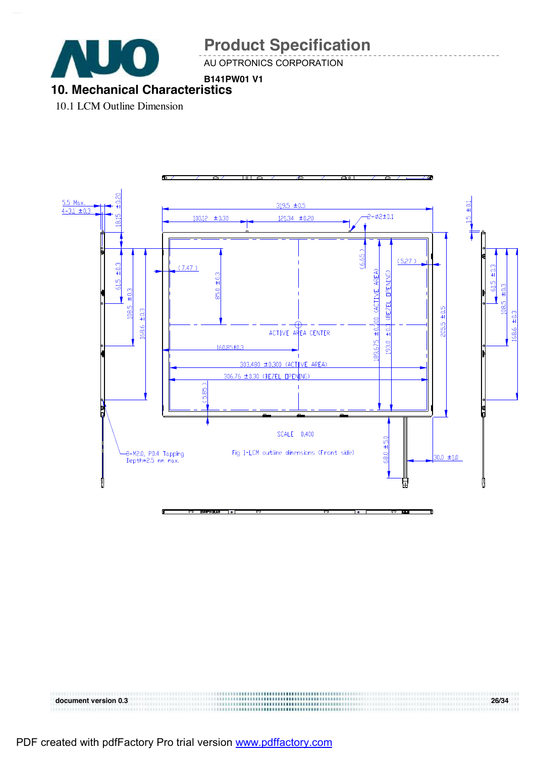## 10. Mechanical Characteristics

10.1 LCM Outline Dimension

5.5 Max.
4-3.1 ±0.3
18.15 ±0.20
319.5 ±0.5
100.12 ±0.30
121.34 ±0.20
2-φ2±0.1
1.5 ±0.1
(6.65)
(5.27)
(7.47)
85.0 ±0.3
61.5 ±0.3
108.5 ±0.3
168.6 ±0.3
ACTIVE AREA CENTER
189.675 ±0.300 (ACTIVE AREA)
193.0 ±0.3 (BEZEL OPENING)
205.5 ±0.5
160.85±0.3
303.480 ±0.300 (ACTIVE AREA)
306.76 ±0.30 (BEZEL OPENING)
(5.85)
SCALE 0.400
8-M2.0, P0.4 Tapping
Depth=2.5 mm max.
68.0 ±5.0
30.0 ±1.0

Fig 1-LCM outline dimensions (Front side)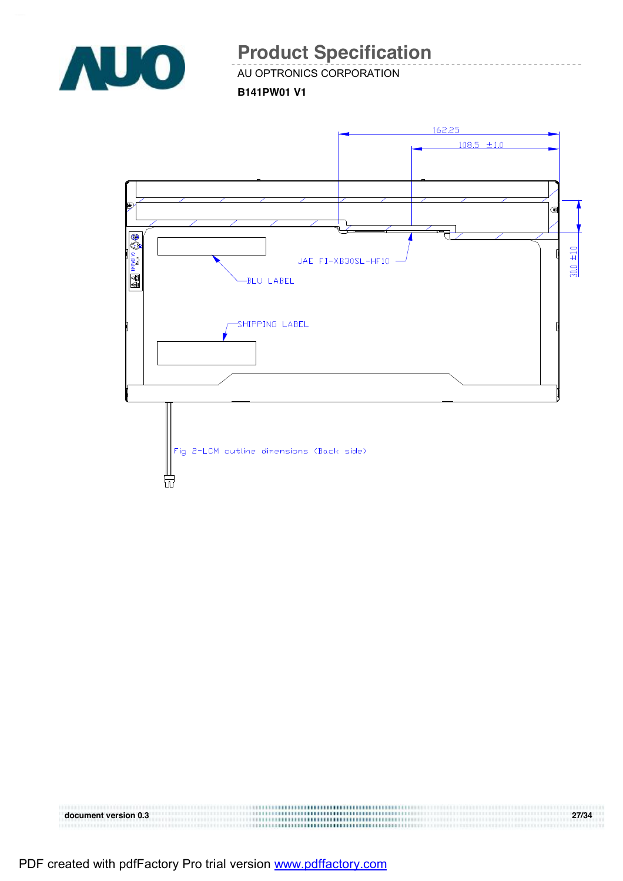Fig 2-LCM outline dimensions (Back side)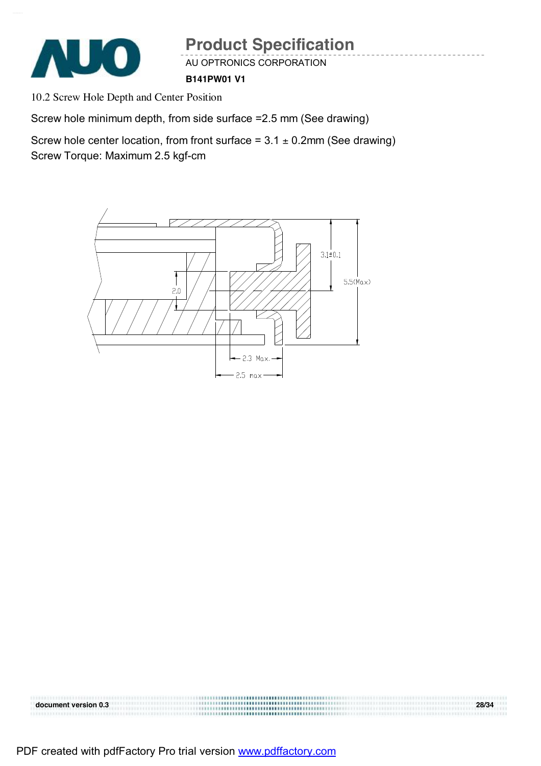10.2 Screw Hole Depth and Center Position

Screw hole minimum depth, from side surface =2.5 mm (See drawing)

Screw hole center location, from front surface = 3.1 ± 0.2mm (See drawing)
Screw Torque: Maximum 2.5 kgf-cm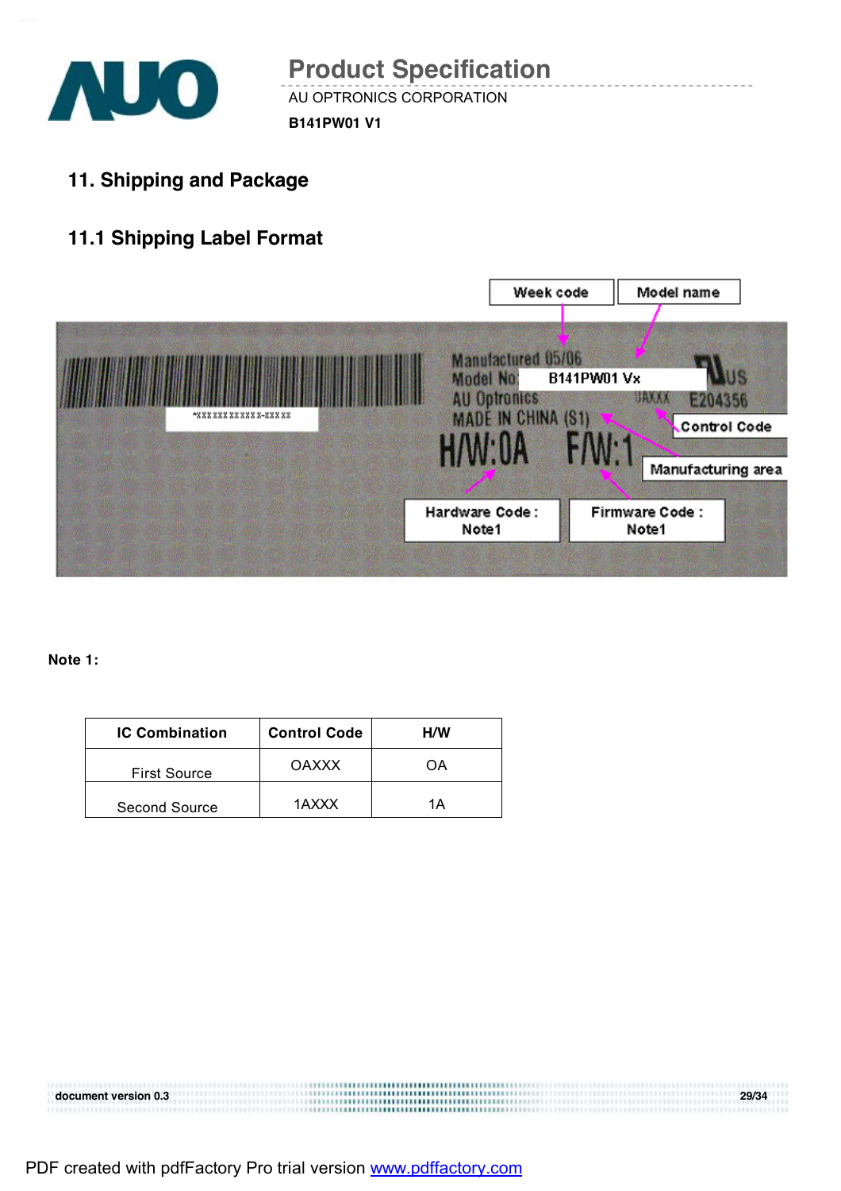## 11. Shipping and Package

### 11.1 Shipping Label Format

Week code

Model name

Manufactured 05/06

Model No: B141PW01 Vx

AU Optronics

MADE IN CHINA (S1)

UAXXX

E204356

Control Code

Manufacturing area

H/W:0A

F/W:1

Hardware Code : Note1

Firmware Code : Note1

**Note 1:**

| IC Combination | Control Code | H/W |
|---|---|---|
| First Source | OAXXX | OA |
| Second Source | 1AXXX | 1A |

document version 0.3

PDF created with pdfFactory Pro trial version www.pdffactory.com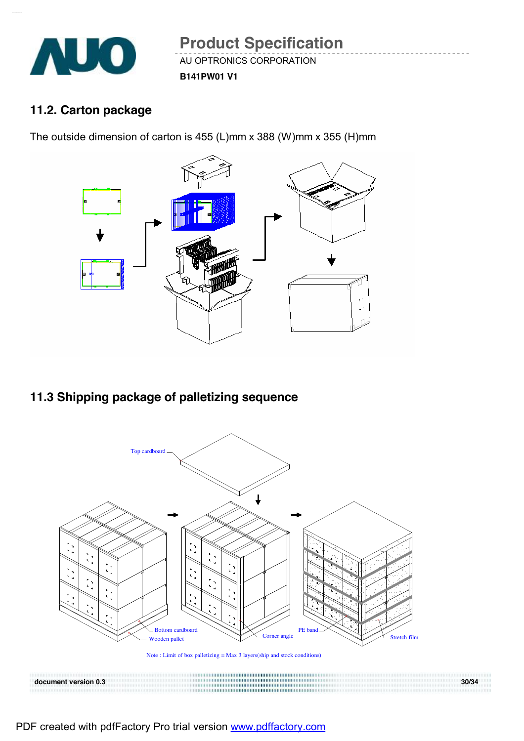## 11.2. Carton package

The outside dimension of carton is 455 (L)mm x 388 (W)mm x 355 (H)mm

## 11.3 Shipping package of palletizing sequence

Top cardboard

Bottom cardboard

Wooden pallet

Corner angle

PE band

Stretch film

Note : Limit of box palletizing = Max 3 layers(ship and stock conditions)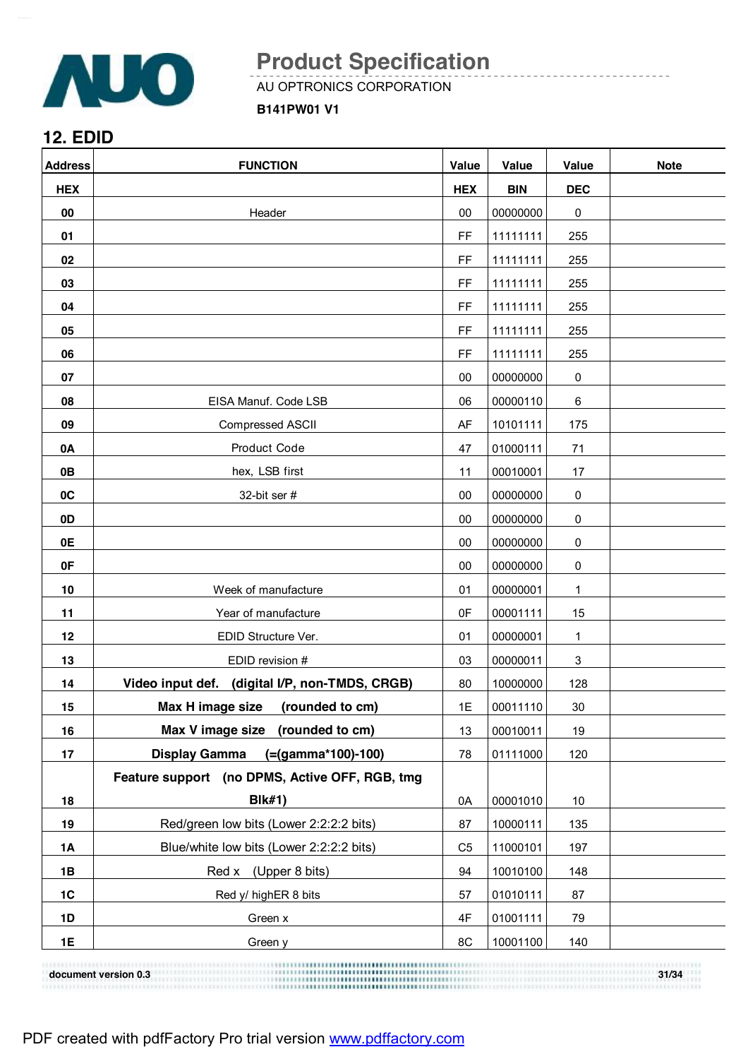## 12. EDID

| Address | FUNCTION | Value | Value | Value | Note |
|---|---|---|---|---|---|
| HEX | | HEX | BIN | DEC | |
| 00 | Header | 00 | 00000000 | 0 | |
| 01 | | FF | 11111111 | 255 | |
| 02 | | FF | 11111111 | 255 | |
| 03 | | FF | 11111111 | 255 | |
| 04 | | FF | 11111111 | 255 | |
| 05 | | FF | 11111111 | 255 | |
| 06 | | FF | 11111111 | 255 | |
| 07 | | 00 | 00000000 | 0 | |
| 08 | EISA Manuf. Code LSB | 06 | 00000110 | 6 | |
| 09 | Compressed ASCII | AF | 10101111 | 175 | |
| 0A | Product Code | 47 | 01000111 | 71 | |
| 0B | hex, LSB first | 11 | 00010001 | 17 | |
| 0C | 32-bit ser # | 00 | 00000000 | 0 | |
| 0D | | 00 | 00000000 | 0 | |
| 0E | | 00 | 00000000 | 0 | |
| 0F | | 00 | 00000000 | 0 | |
| 10 | Week of manufacture | 01 | 00000001 | 1 | |
| 11 | Year of manufacture | 0F | 00001111 | 15 | |
| 12 | EDID Structure Ver. | 01 | 00000001 | 1 | |
| 13 | EDID revision # | 03 | 00000011 | 3 | |
| 14 | **Video input def. (digital I/P, non-TMDS, CRGB)** | 80 | 10000000 | 128 | |
| 15 | **Max H image size (rounded to cm)** | 1E | 00011110 | 30 | |
| 16 | **Max V image size (rounded to cm)** | 13 | 00010011 | 19 | |
| 17 | **Display Gamma (=(gamma*100)-100)** | 78 | 01111000 | 120 | |
| 18 | **Feature support (no DPMS, Active OFF, RGB, tmg Blk#1)** | 0A | 00001010 | 10 | |
| 19 | Red/green low bits (Lower 2:2:2:2 bits) | 87 | 10000111 | 135 | |
| 1A | Blue/white low bits (Lower 2:2:2:2 bits) | C5 | 11000101 | 197 | |
| 1B | Red x (Upper 8 bits) | 94 | 10010100 | 148 | |
| 1C | Red y/ highER 8 bits | 57 | 01010111 | 87 | |
| 1D | Green x | 4F | 01001111 | 79 | |
| 1E | Green y | 8C | 10001100 | 140 | |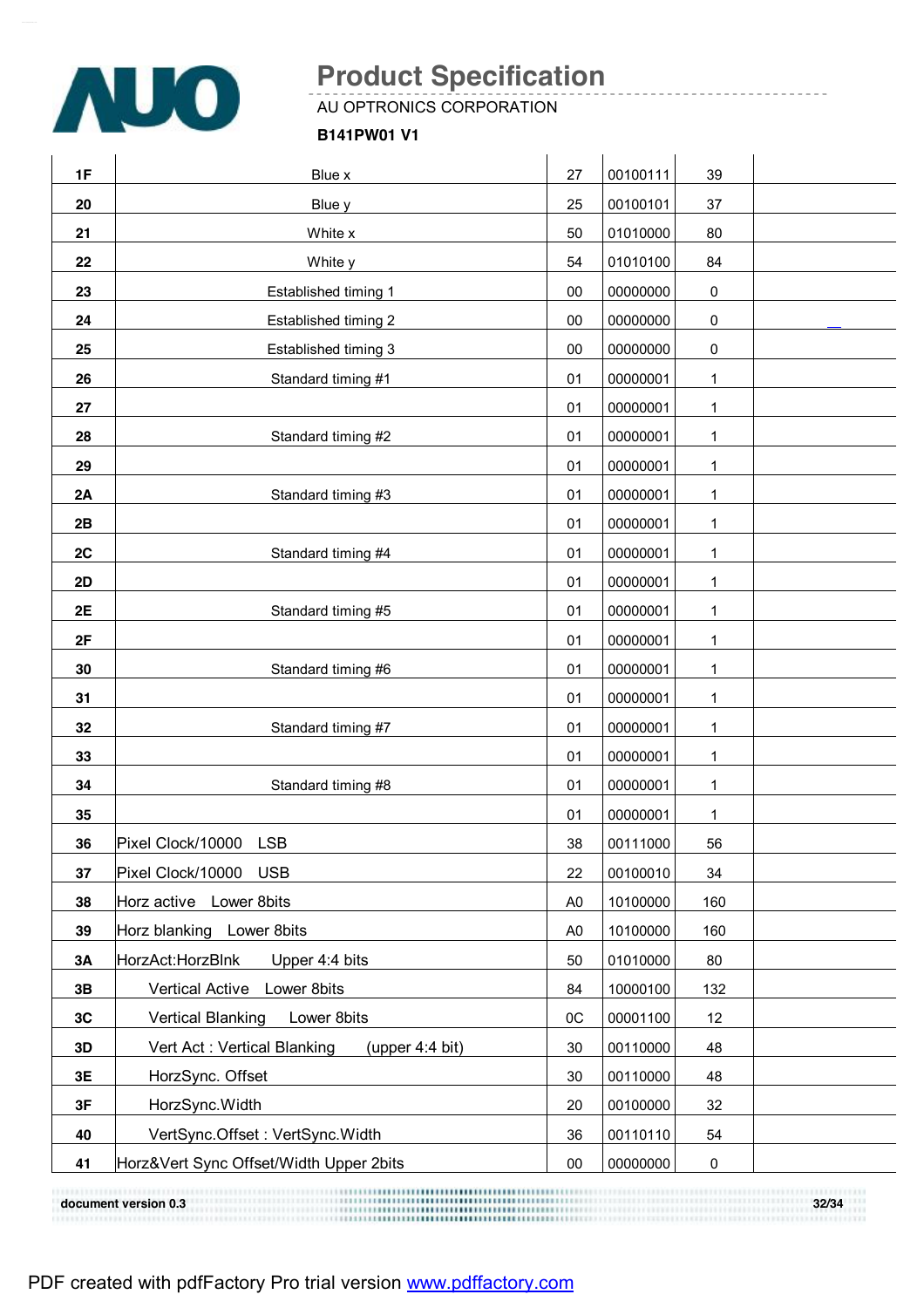| | | | | | |
|---|---|---|---|---|---|
| 1F | Blue x | 27 | 00100111 | 39 | |
| 20 | Blue y | 25 | 00100101 | 37 | |
| 21 | White x | 50 | 01010000 | 80 | |
| 22 | White y | 54 | 01010100 | 84 | |
| 23 | Established timing 1 | 00 | 00000000 | 0 | |
| 24 | Established timing 2 | 00 | 00000000 | 0 | |
| 25 | Established timing 3 | 00 | 00000000 | 0 | |
| 26 | Standard timing #1 | 01 | 00000001 | 1 | |
| 27 | | 01 | 00000001 | 1 | |
| 28 | Standard timing #2 | 01 | 00000001 | 1 | |
| 29 | | 01 | 00000001 | 1 | |
| 2A | Standard timing #3 | 01 | 00000001 | 1 | |
| 2B | | 01 | 00000001 | 1 | |
| 2C | Standard timing #4 | 01 | 00000001 | 1 | |
| 2D | | 01 | 00000001 | 1 | |
| 2E | Standard timing #5 | 01 | 00000001 | 1 | |
| 2F | | 01 | 00000001 | 1 | |
| 30 | Standard timing #6 | 01 | 00000001 | 1 | |
| 31 | | 01 | 00000001 | 1 | |
| 32 | Standard timing #7 | 01 | 00000001 | 1 | |
| 33 | | 01 | 00000001 | 1 | |
| 34 | Standard timing #8 | 01 | 00000001 | 1 | |
| 35 | | 01 | 00000001 | 1 | |
| 36 | Pixel Clock/10000 LSB | 38 | 00111000 | 56 | |
| 37 | Pixel Clock/10000 USB | 22 | 00100010 | 34 | |
| 38 | Horz active Lower 8bits | A0 | 10100000 | 160 | |
| 39 | Horz blanking Lower 8bits | A0 | 10100000 | 160 | |
| 3A | HorzAct:HorzBlnk Upper 4:4 bits | 50 | 01010000 | 80 | |
| 3B | Vertical Active Lower 8bits | 84 | 10000100 | 132 | |
| 3C | Vertical Blanking Lower 8bits | 0C | 00001100 | 12 | |
| 3D | Vert Act : Vertical Blanking (upper 4:4 bit) | 30 | 00110000 | 48 | |
| 3E | HorzSync. Offset | 30 | 00110000 | 48 | |
| 3F | HorzSync.Width | 20 | 00100000 | 32 | |
| 40 | VertSync.Offset : VertSync.Width | 36 | 00110110 | 54 | |
| 41 | Horz&Vert Sync Offset/Width Upper 2bits | 00 | 00000000 | 0 | |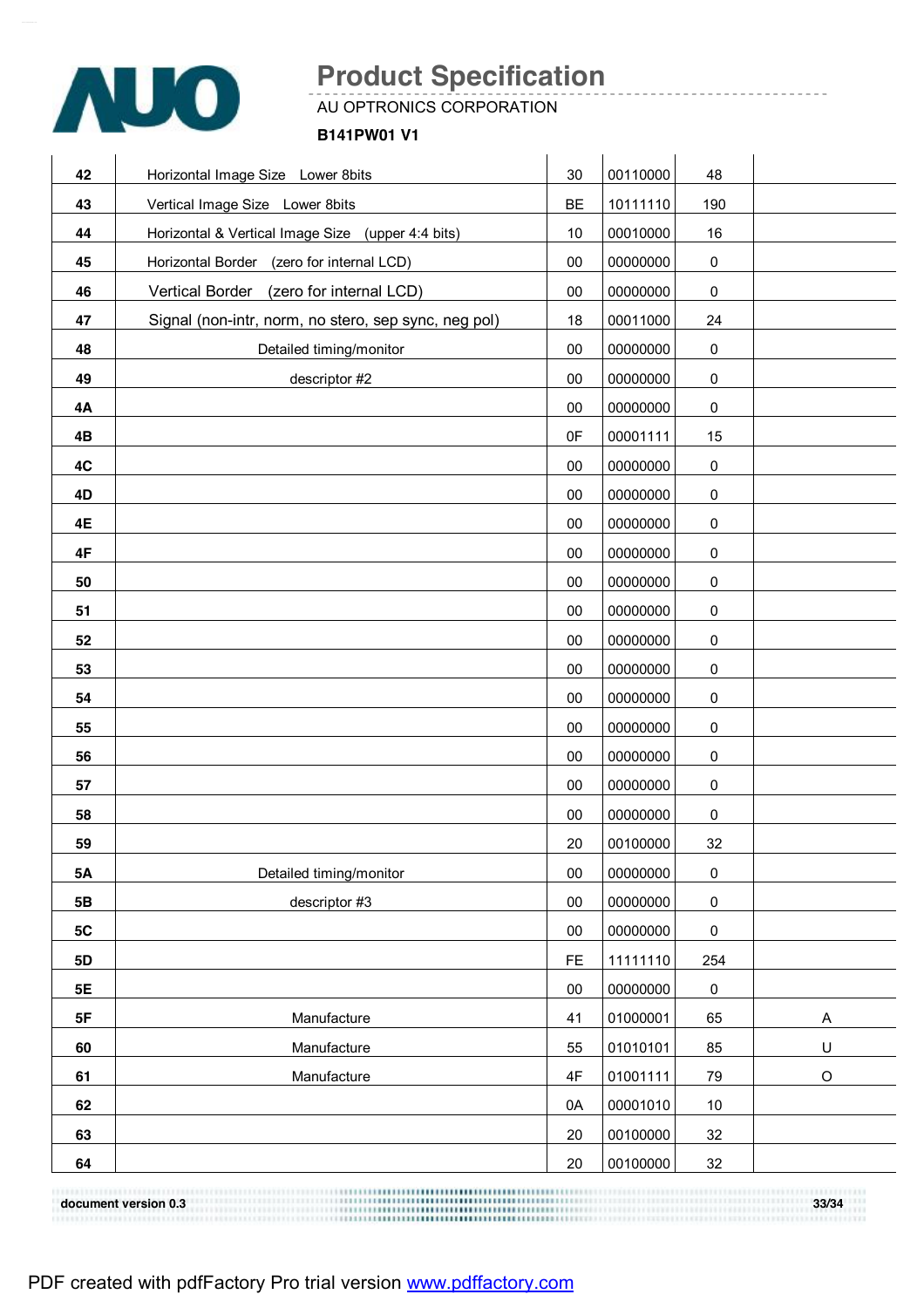| | | | | | |
|---|---|---|---|---|---|
| 42 | Horizontal Image Size Lower 8bits | 30 | 00110000 | 48 | |
| 43 | Vertical Image Size Lower 8bits | BE | 10111110 | 190 | |
| 44 | Horizontal & Vertical Image Size (upper 4:4 bits) | 10 | 00010000 | 16 | |
| 45 | Horizontal Border (zero for internal LCD) | 00 | 00000000 | 0 | |
| 46 | Vertical Border (zero for internal LCD) | 00 | 00000000 | 0 | |
| 47 | Signal (non-intr, norm, no stero, sep sync, neg pol) | 18 | 00011000 | 24 | |
| 48 | Detailed timing/monitor | 00 | 00000000 | 0 | |
| 49 | descriptor #2 | 00 | 00000000 | 0 | |
| 4A | | 00 | 00000000 | 0 | |
| 4B | | 0F | 00001111 | 15 | |
| 4C | | 00 | 00000000 | 0 | |
| 4D | | 00 | 00000000 | 0 | |
| 4E | | 00 | 00000000 | 0 | |
| 4F | | 00 | 00000000 | 0 | |
| 50 | | 00 | 00000000 | 0 | |
| 51 | | 00 | 00000000 | 0 | |
| 52 | | 00 | 00000000 | 0 | |
| 53 | | 00 | 00000000 | 0 | |
| 54 | | 00 | 00000000 | 0 | |
| 55 | | 00 | 00000000 | 0 | |
| 56 | | 00 | 00000000 | 0 | |
| 57 | | 00 | 00000000 | 0 | |
| 58 | | 00 | 00000000 | 0 | |
| 59 | | 20 | 00100000 | 32 | |
| 5A | Detailed timing/monitor | 00 | 00000000 | 0 | |
| 5B | descriptor #3 | 00 | 00000000 | 0 | |
| 5C | | 00 | 00000000 | 0 | |
| 5D | | FE | 11111110 | 254 | |
| 5E | | 00 | 00000000 | 0 | |
| 5F | Manufacture | 41 | 01000001 | 65 | A |
| 60 | Manufacture | 55 | 01010101 | 85 | U |
| 61 | Manufacture | 4F | 01001111 | 79 | O |
| 62 | | 0A | 00001010 | 10 | |
| 63 | | 20 | 00100000 | 32 | |
| 64 | | 20 | 00100000 | 32 | |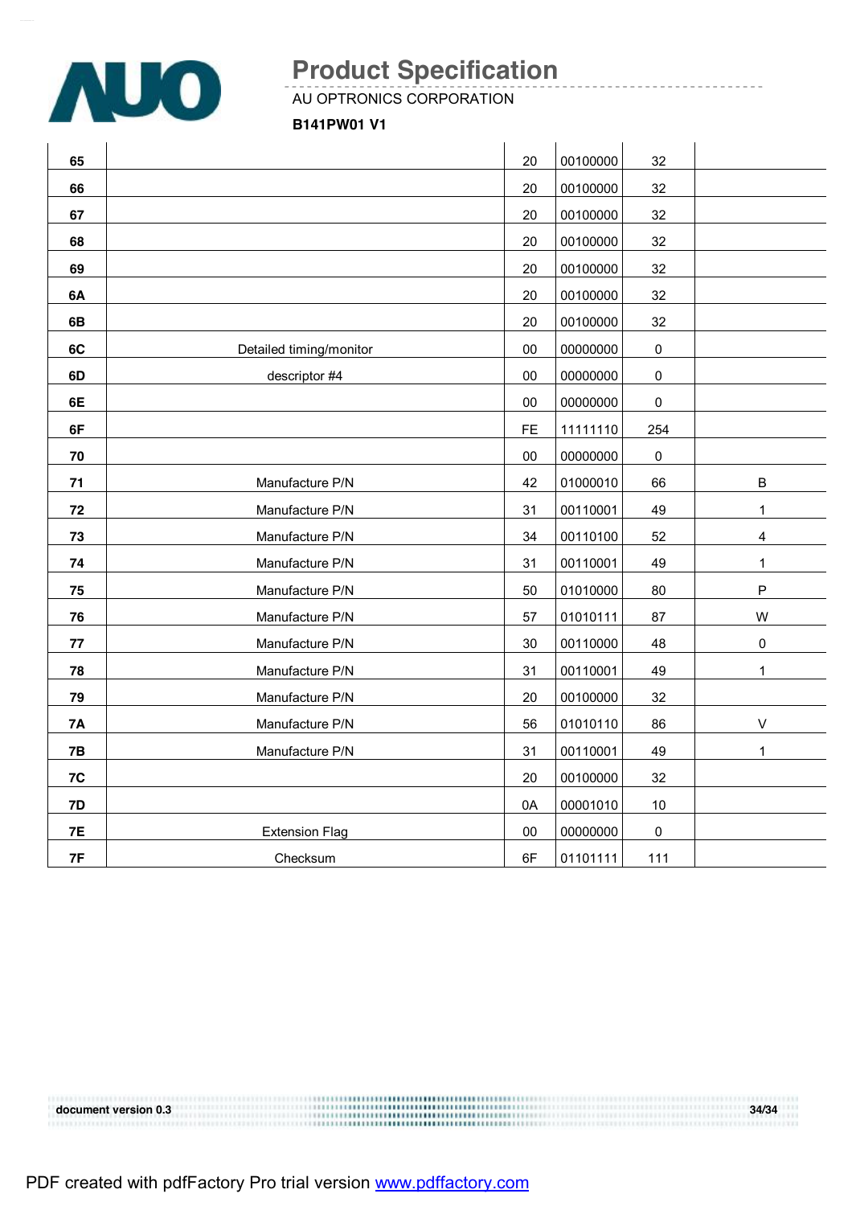| | | | | | |
|---|---|---|---|---|---|
| 65 | | 20 | 00100000 | 32 | |
| 66 | | 20 | 00100000 | 32 | |
| 67 | | 20 | 00100000 | 32 | |
| 68 | | 20 | 00100000 | 32 | |
| 69 | | 20 | 00100000 | 32 | |
| 6A | | 20 | 00100000 | 32 | |
| 6B | | 20 | 00100000 | 32 | |
| 6C | Detailed timing/monitor | 00 | 00000000 | 0 | |
| 6D | descriptor #4 | 00 | 00000000 | 0 | |
| 6E | | 00 | 00000000 | 0 | |
| 6F | | FE | 11111110 | 254 | |
| 70 | | 00 | 00000000 | 0 | |
| 71 | Manufacture P/N | 42 | 01000010 | 66 | B |
| 72 | Manufacture P/N | 31 | 00110001 | 49 | 1 |
| 73 | Manufacture P/N | 34 | 00110100 | 52 | 4 |
| 74 | Manufacture P/N | 31 | 00110001 | 49 | 1 |
| 75 | Manufacture P/N | 50 | 01010000 | 80 | P |
| 76 | Manufacture P/N | 57 | 01010111 | 87 | W |
| 77 | Manufacture P/N | 30 | 00110000 | 48 | 0 |
| 78 | Manufacture P/N | 31 | 00110001 | 49 | 1 |
| 79 | Manufacture P/N | 20 | 00100000 | 32 | |
| 7A | Manufacture P/N | 56 | 01010110 | 86 | V |
| 7B | Manufacture P/N | 31 | 00110001 | 49 | 1 |
| 7C | | 20 | 00100000 | 32 | |
| 7D | | 0A | 00001010 | 10 | |
| 7E | Extension Flag | 00 | 00000000 | 0 | |
| 7F | Checksum | 6F | 01101111 | 111 | |